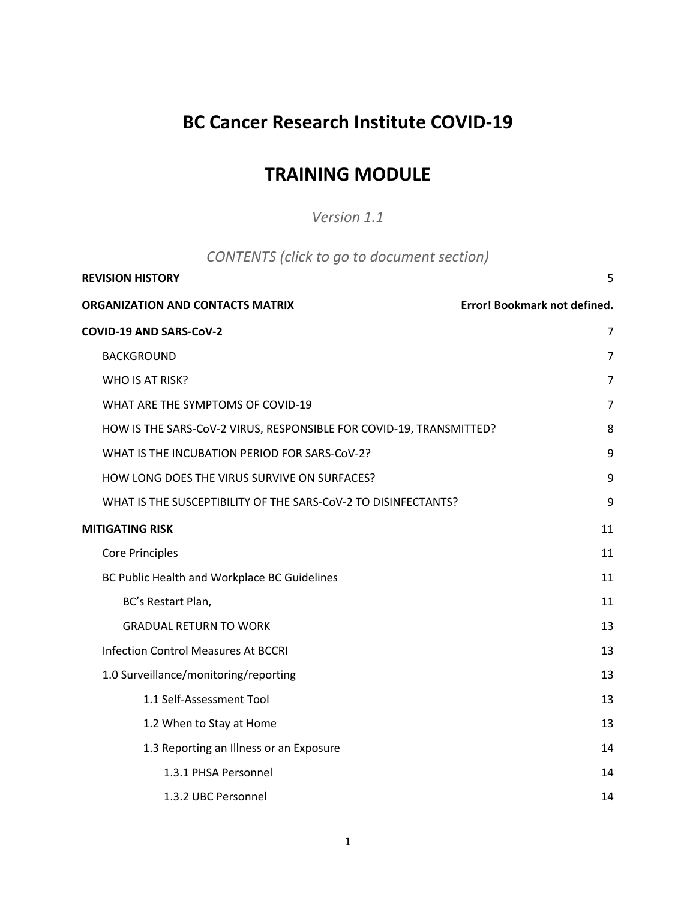# BC Cancer Research Institute COVID-19

# TRAINING MODULE

*Version 1.1*

*CONTENTS (click to go to document section)*

| | |
|---|---|
| **REVISION HISTORY** | 5 |
| **ORGANIZATION AND CONTACTS MATRIX** | **Error! Bookmark not defined.** |
| **COVID-19 AND SARS-CoV-2** | 7 |
| BACKGROUND | 7 |
| WHO IS AT RISK? | 7 |
| WHAT ARE THE SYMPTOMS OF COVID-19 | 7 |
| HOW IS THE SARS-CoV-2 VIRUS, RESPONSIBLE FOR COVID-19, TRANSMITTED? | 8 |
| WHAT IS THE INCUBATION PERIOD FOR SARS-CoV-2? | 9 |
| HOW LONG DOES THE VIRUS SURVIVE ON SURFACES? | 9 |
| WHAT IS THE SUSCEPTIBILITY OF THE SARS-CoV-2 TO DISINFECTANTS? | 9 |
| **MITIGATING RISK** | 11 |
| Core Principles | 11 |
| BC Public Health and Workplace BC Guidelines | 11 |
| BC's Restart Plan, | 11 |
| GRADUAL RETURN TO WORK | 13 |
| Infection Control Measures At BCCRI | 13 |
| 1.0 Surveillance/monitoring/reporting | 13 |
| 1.1 Self-Assessment Tool | 13 |
| 1.2 When to Stay at Home | 13 |
| 1.3 Reporting an Illness or an Exposure | 14 |
| 1.3.1 PHSA Personnel | 14 |
| 1.3.2 UBC Personnel | 14 |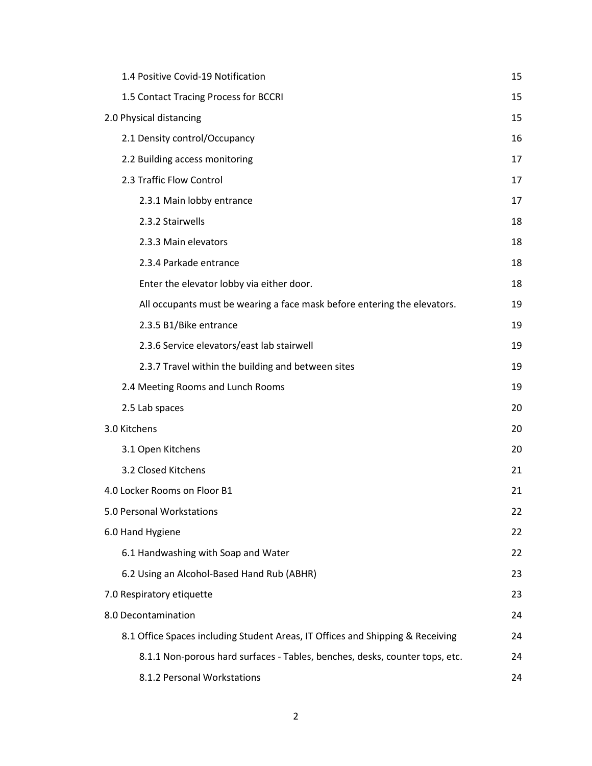| | |
|---|---|
| 1.4 Positive Covid-19 Notification | 15 |
| 1.5 Contact Tracing Process for BCCRI | 15 |
| 2.0 Physical distancing | 15 |
| 2.1 Density control/Occupancy | 16 |
| 2.2 Building access monitoring | 17 |
| 2.3 Traffic Flow Control | 17 |
| 2.3.1 Main lobby entrance | 17 |
| 2.3.2 Stairwells | 18 |
| 2.3.3 Main elevators | 18 |
| 2.3.4 Parkade entrance | 18 |
| Enter the elevator lobby via either door. | 18 |
| All occupants must be wearing a face mask before entering the elevators. | 19 |
| 2.3.5 B1/Bike entrance | 19 |
| 2.3.6 Service elevators/east lab stairwell | 19 |
| 2.3.7 Travel within the building and between sites | 19 |
| 2.4 Meeting Rooms and Lunch Rooms | 19 |
| 2.5 Lab spaces | 20 |
| 3.0 Kitchens | 20 |
| 3.1 Open Kitchens | 20 |
| 3.2 Closed Kitchens | 21 |
| 4.0 Locker Rooms on Floor B1 | 21 |
| 5.0 Personal Workstations | 22 |
| 6.0 Hand Hygiene | 22 |
| 6.1 Handwashing with Soap and Water | 22 |
| 6.2 Using an Alcohol-Based Hand Rub (ABHR) | 23 |
| 7.0 Respiratory etiquette | 23 |
| 8.0 Decontamination | 24 |
| 8.1 Office Spaces including Student Areas, IT Offices and Shipping & Receiving | 24 |
| 8.1.1 Non-porous hard surfaces - Tables, benches, desks, counter tops, etc. | 24 |
| 8.1.2 Personal Workstations | 24 |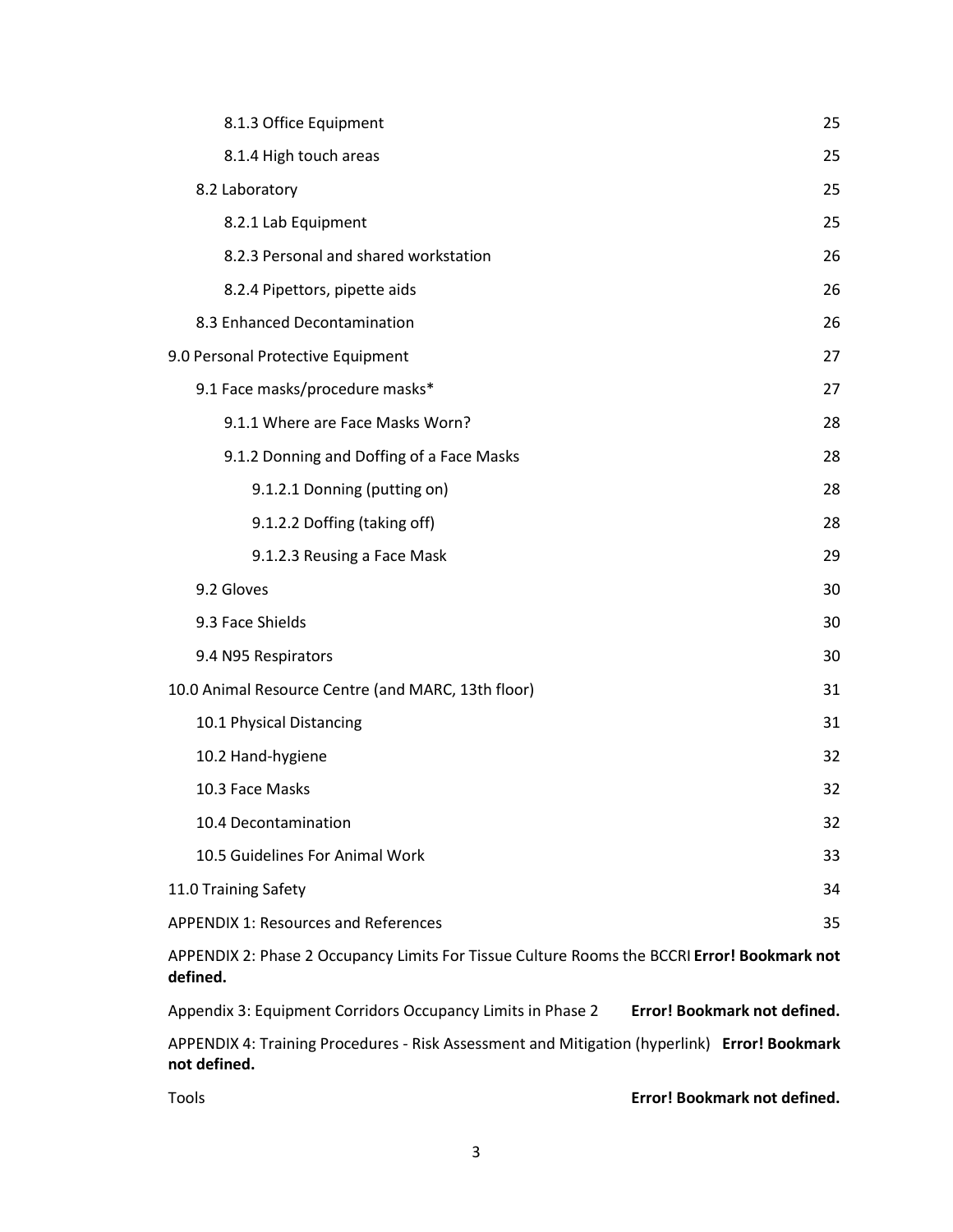8.1.3 Office Equipment 25

8.1.4 High touch areas 25

8.2 Laboratory 25

8.2.1 Lab Equipment 25

8.2.3 Personal and shared workstation 26

8.2.4 Pipettors, pipette aids 26

8.3 Enhanced Decontamination 26

9.0 Personal Protective Equipment 27

9.1 Face masks/procedure masks* 27

9.1.1 Where are Face Masks Worn? 28

9.1.2 Donning and Doffing of a Face Masks 28

9.1.2.1 Donning (putting on) 28

9.1.2.2 Doffing (taking off) 28

9.1.2.3 Reusing a Face Mask 29

9.2 Gloves 30

9.3 Face Shields 30

9.4 N95 Respirators 30

10.0 Animal Resource Centre (and MARC, 13th floor) 31

10.1 Physical Distancing 31

10.2 Hand-hygiene 32

10.3 Face Masks 32

10.4 Decontamination 32

10.5 Guidelines For Animal Work 33

11.0 Training Safety 34

APPENDIX 1: Resources and References 35

APPENDIX 2: Phase 2 Occupancy Limits For Tissue Culture Rooms the BCCRI **Error! Bookmark not defined.**

Appendix 3: Equipment Corridors Occupancy Limits in Phase 2 **Error! Bookmark not defined.**

APPENDIX 4: Training Procedures - Risk Assessment and Mitigation (hyperlink) **Error! Bookmark not defined.**

Tools **Error! Bookmark not defined.**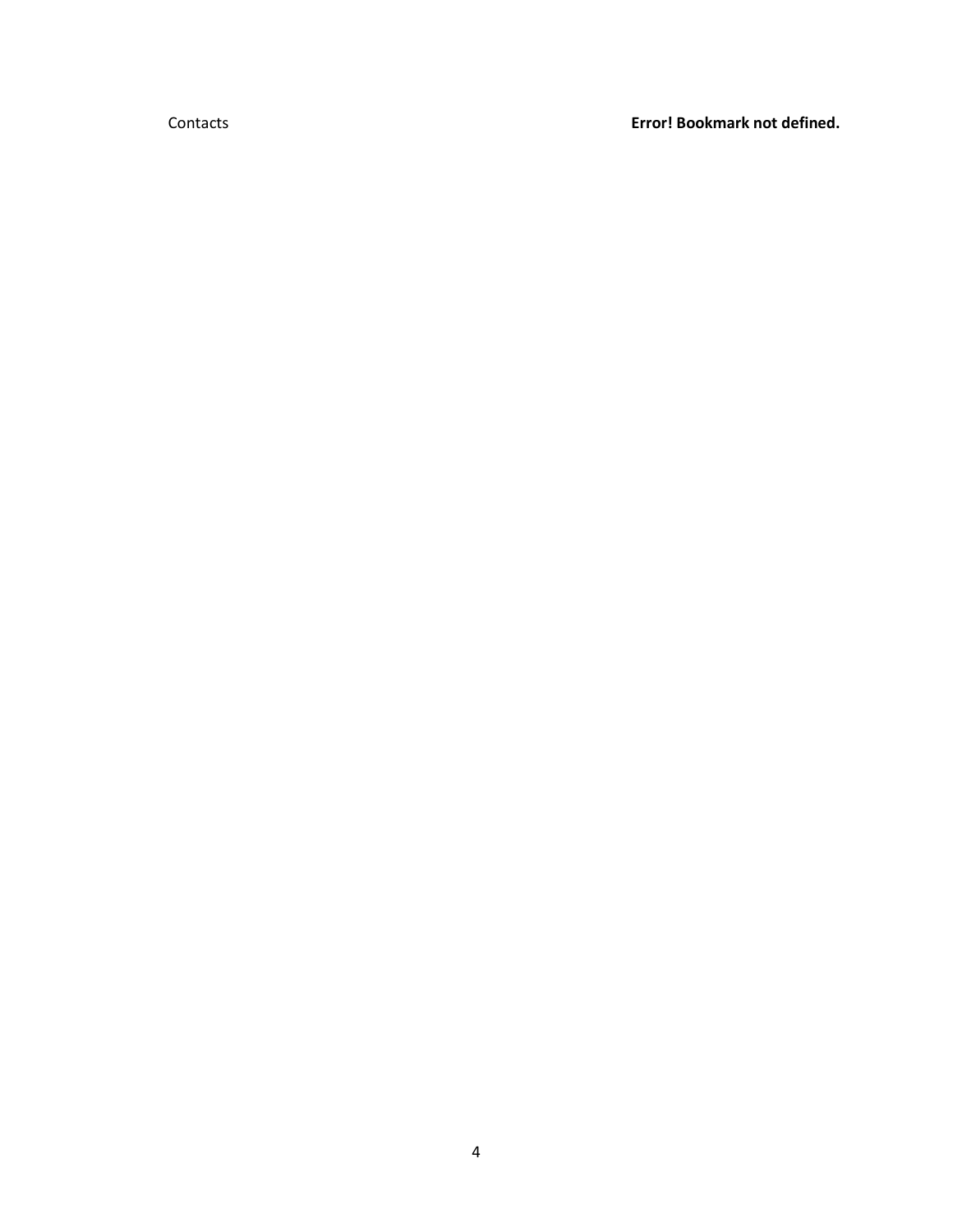Contacts **Error! Bookmark not defined.**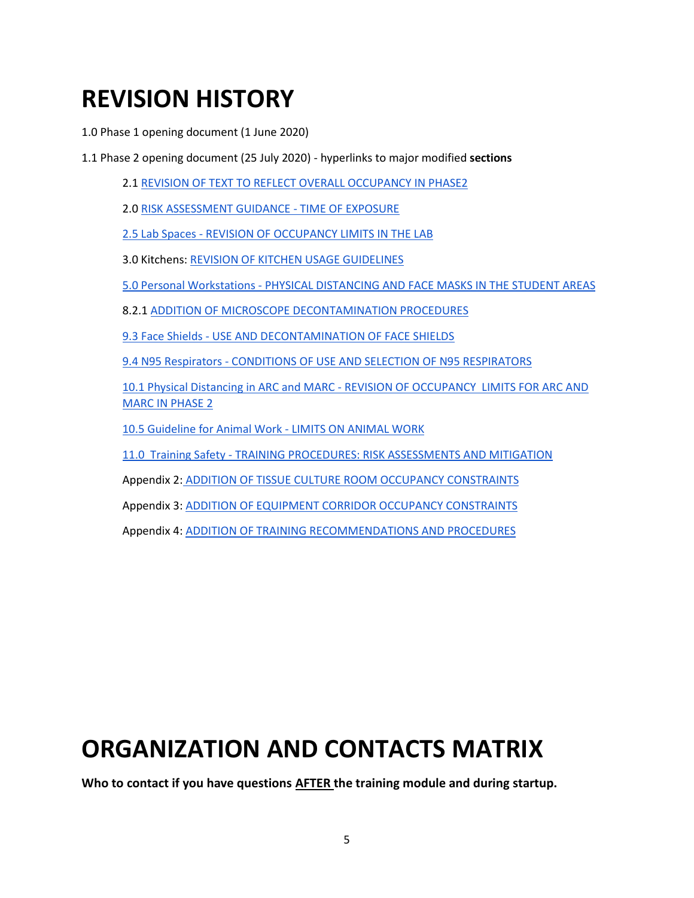# REVISION HISTORY

1.0 Phase 1 opening document (1 June 2020)

1.1 Phase 2 opening document (25 July 2020) - hyperlinks to major modified **sections**

> 2.1 REVISION OF TEXT TO REFLECT OVERALL OCCUPANCY IN PHASE2
>
> 2.0 RISK ASSESSMENT GUIDANCE - TIME OF EXPOSURE
>
> 2.5 Lab Spaces - REVISION OF OCCUPANCY LIMITS IN THE LAB
>
> 3.0 Kitchens: REVISION OF KITCHEN USAGE GUIDELINES
>
> 5.0 Personal Workstations - PHYSICAL DISTANCING AND FACE MASKS IN THE STUDENT AREAS
>
> 8.2.1 ADDITION OF MICROSCOPE DECONTAMINATION PROCEDURES
>
> 9.3 Face Shields - USE AND DECONTAMINATION OF FACE SHIELDS
>
> 9.4 N95 Respirators - CONDITIONS OF USE AND SELECTION OF N95 RESPIRATORS
>
> 10.1 Physical Distancing in ARC and MARC - REVISION OF OCCUPANCY LIMITS FOR ARC AND MARC IN PHASE 2
>
> 10.5 Guideline for Animal Work - LIMITS ON ANIMAL WORK
>
> 11.0 Training Safety - TRAINING PROCEDURES: RISK ASSESSMENTS AND MITIGATION
>
> Appendix 2: ADDITION OF TISSUE CULTURE ROOM OCCUPANCY CONSTRAINTS
>
> Appendix 3: ADDITION OF EQUIPMENT CORRIDOR OCCUPANCY CONSTRAINTS
>
> Appendix 4: ADDITION OF TRAINING RECOMMENDATIONS AND PROCEDURES

# ORGANIZATION AND CONTACTS MATRIX

**Who to contact if you have questions AFTER the training module and during startup.**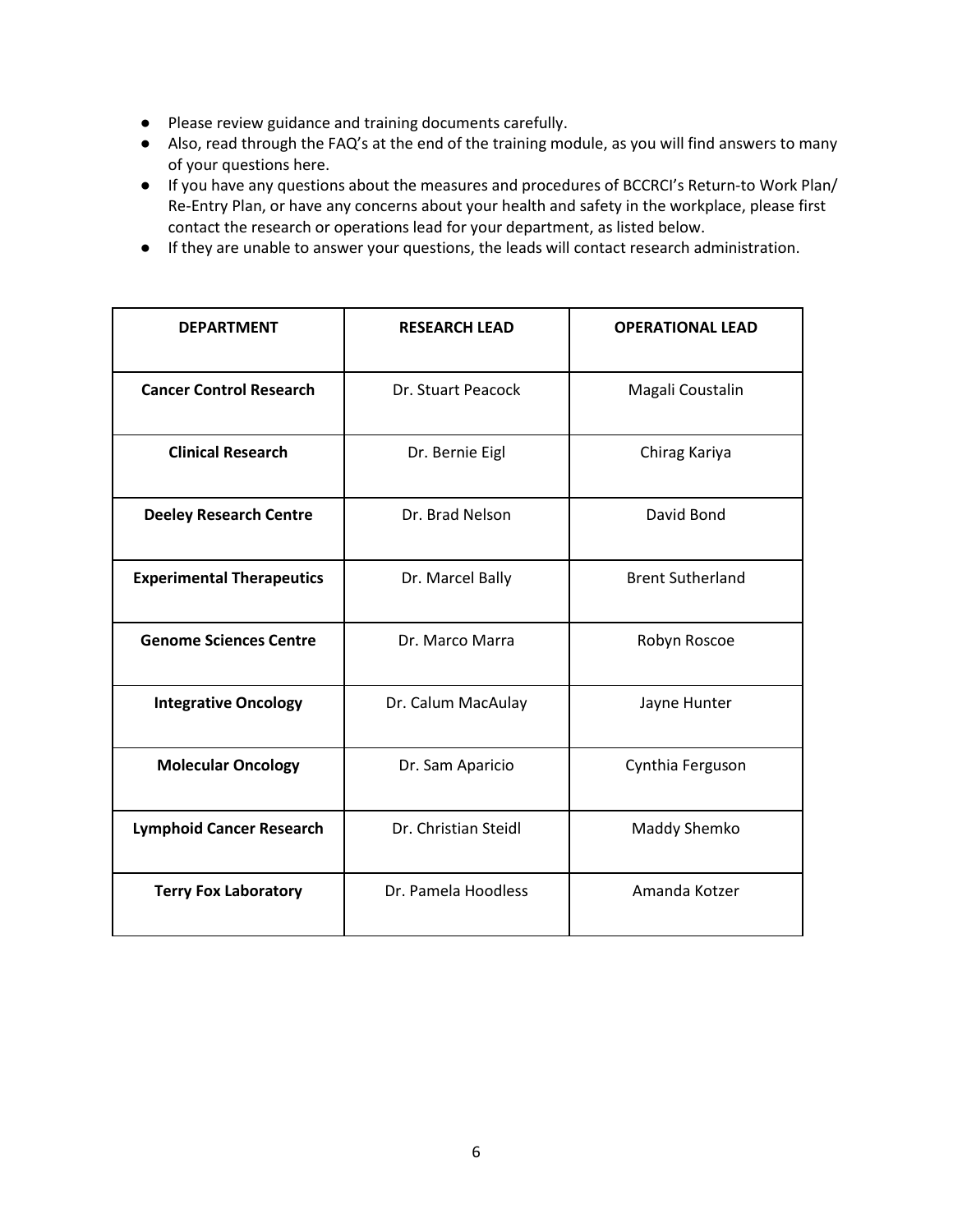- Please review guidance and training documents carefully.
- Also, read through the FAQ's at the end of the training module, as you will find answers to many of your questions here.
- If you have any questions about the measures and procedures of BCCRCI's Return-to Work Plan/ Re-Entry Plan, or have any concerns about your health and safety in the workplace, please first contact the research or operations lead for your department, as listed below.
- If they are unable to answer your questions, the leads will contact research administration.

| DEPARTMENT | RESEARCH LEAD | OPERATIONAL LEAD |
|---|---|---|
| **Cancer Control Research** | Dr. Stuart Peacock | Magali Coustalin |
| **Clinical Research** | Dr. Bernie Eigl | Chirag Kariya |
| **Deeley Research Centre** | Dr. Brad Nelson | David Bond |
| **Experimental Therapeutics** | Dr. Marcel Bally | Brent Sutherland |
| **Genome Sciences Centre** | Dr. Marco Marra | Robyn Roscoe |
| **Integrative Oncology** | Dr. Calum MacAulay | Jayne Hunter |
| **Molecular Oncology** | Dr. Sam Aparicio | Cynthia Ferguson |
| **Lymphoid Cancer Research** | Dr. Christian Steidl | Maddy Shemko |
| **Terry Fox Laboratory** | Dr. Pamela Hoodless | Amanda Kotzer |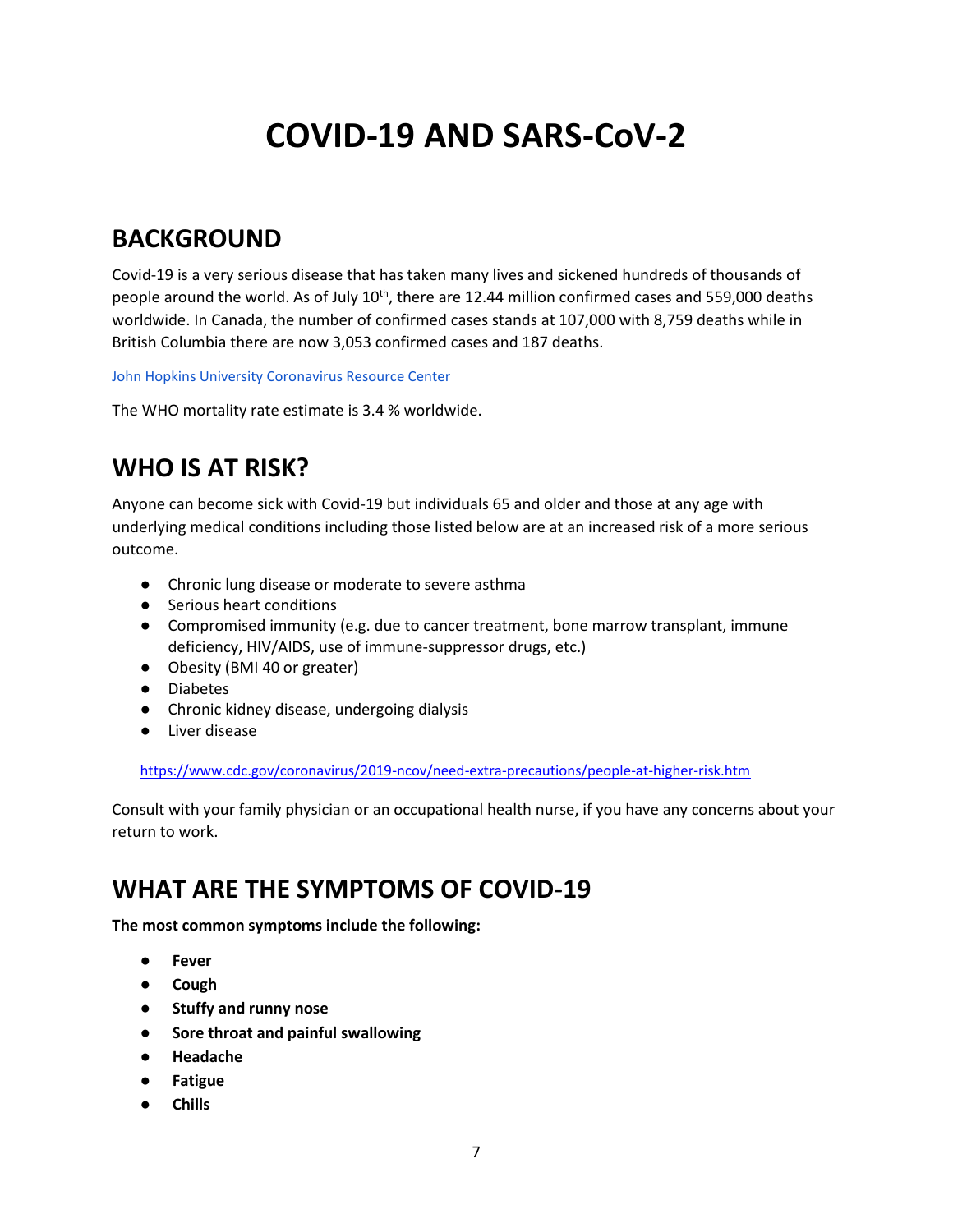# COVID-19 AND SARS-CoV-2

## BACKGROUND

Covid-19 is a very serious disease that has taken many lives and sickened hundreds of thousands of people around the world. As of July 10th, there are 12.44 million confirmed cases and 559,000 deaths worldwide. In Canada, the number of confirmed cases stands at 107,000 with 8,759 deaths while in British Columbia there are now 3,053 confirmed cases and 187 deaths.

[John Hopkins University Coronavirus Resource Center]

The WHO mortality rate estimate is 3.4 % worldwide.

## WHO IS AT RISK?

Anyone can become sick with Covid-19 but individuals 65 and older and those at any age with underlying medical conditions including those listed below are at an increased risk of a more serious outcome.

- Chronic lung disease or moderate to severe asthma
- Serious heart conditions
- Compromised immunity (e.g. due to cancer treatment, bone marrow transplant, immune deficiency, HIV/AIDS, use of immune-suppressor drugs, etc.)
- Obesity (BMI 40 or greater)
- Diabetes
- Chronic kidney disease, undergoing dialysis
- Liver disease

https://www.cdc.gov/coronavirus/2019-ncov/need-extra-precautions/people-at-higher-risk.htm

Consult with your family physician or an occupational health nurse, if you have any concerns about your return to work.

## WHAT ARE THE SYMPTOMS OF COVID-19

**The most common symptoms include the following:**

- **Fever**
- **Cough**
- **Stuffy and runny nose**
- **Sore throat and painful swallowing**
- **Headache**
- **Fatigue**
- **Chills**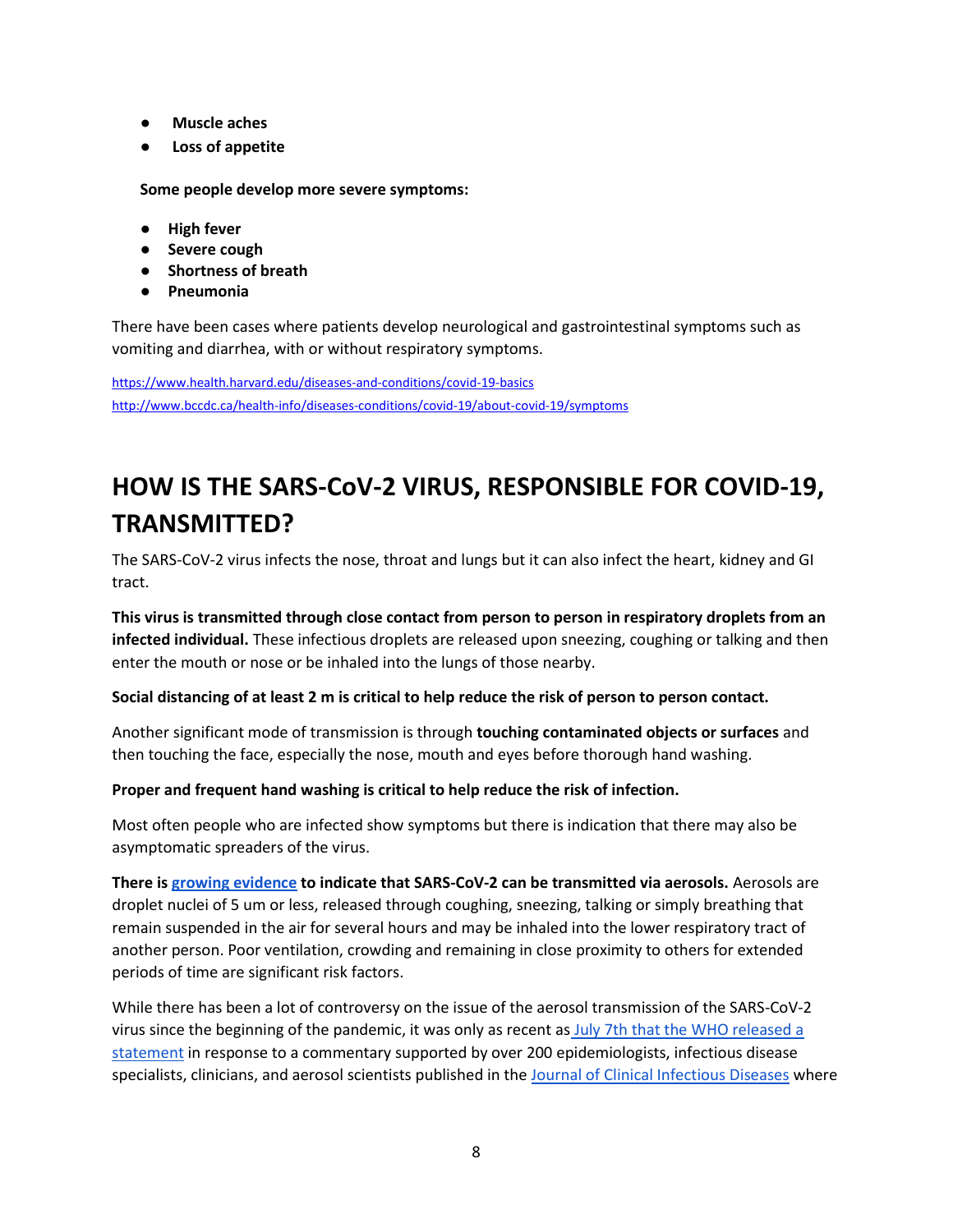- **Muscle aches**
- **Loss of appetite**

**Some people develop more severe symptoms:**

- **High fever**
- **Severe cough**
- **Shortness of breath**
- **Pneumonia**

There have been cases where patients develop neurological and gastrointestinal symptoms such as vomiting and diarrhea, with or without respiratory symptoms.

https://www.health.harvard.edu/diseases-and-conditions/covid-19-basics
http://www.bccdc.ca/health-info/diseases-conditions/covid-19/about-covid-19/symptoms

# HOW IS THE SARS-CoV-2 VIRUS, RESPONSIBLE FOR COVID-19, TRANSMITTED?

The SARS-CoV-2 virus infects the nose, throat and lungs but it can also infect the heart, kidney and GI tract.

**This virus is transmitted through close contact from person to person in respiratory droplets from an infected individual.** These infectious droplets are released upon sneezing, coughing or talking and then enter the mouth or nose or be inhaled into the lungs of those nearby.

**Social distancing of at least 2 m is critical to help reduce the risk of person to person contact.**

Another significant mode of transmission is through **touching contaminated objects or surfaces** and then touching the face, especially the nose, mouth and eyes before thorough hand washing.

**Proper and frequent hand washing is critical to help reduce the risk of infection.**

Most often people who are infected show symptoms but there is indication that there may also be asymptomatic spreaders of the virus.

**There is growing evidence to indicate that SARS-CoV-2 can be transmitted via aerosols.** Aerosols are droplet nuclei of 5 um or less, released through coughing, sneezing, talking or simply breathing that remain suspended in the air for several hours and may be inhaled into the lower respiratory tract of another person. Poor ventilation, crowding and remaining in close proximity to others for extended periods of time are significant risk factors.

While there has been a lot of controversy on the issue of the aerosol transmission of the SARS-CoV-2 virus since the beginning of the pandemic, it was only as recent as July 7th that the WHO released a statement in response to a commentary supported by over 200 epidemiologists, infectious disease specialists, clinicians, and aerosol scientists published in the Journal of Clinical Infectious Diseases where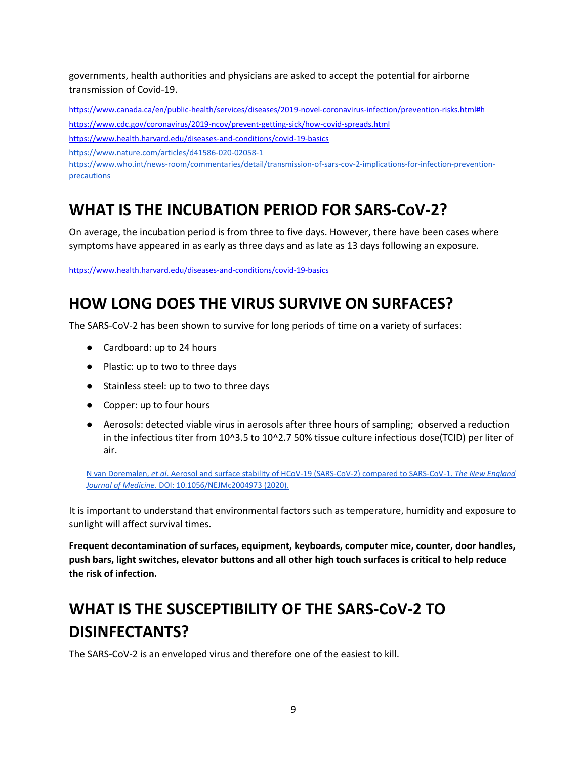governments, health authorities and physicians are asked to accept the potential for airborne transmission of Covid-19.

https://www.canada.ca/en/public-health/services/diseases/2019-novel-coronavirus-infection/prevention-risks.html#h

https://www.cdc.gov/coronavirus/2019-ncov/prevent-getting-sick/how-covid-spreads.html

https://www.health.harvard.edu/diseases-and-conditions/covid-19-basics

https://www.nature.com/articles/d41586-020-02058-1

https://www.who.int/news-room/commentaries/detail/transmission-of-sars-cov-2-implications-for-infection-prevention-precautions

# WHAT IS THE INCUBATION PERIOD FOR SARS-CoV-2?

On average, the incubation period is from three to five days. However, there have been cases where symptoms have appeared in as early as three days and as late as 13 days following an exposure.

https://www.health.harvard.edu/diseases-and-conditions/covid-19-basics

# HOW LONG DOES THE VIRUS SURVIVE ON SURFACES?

The SARS-CoV-2 has been shown to survive for long periods of time on a variety of surfaces:

- Cardboard: up to 24 hours
- Plastic: up to two to three days
- Stainless steel: up to two to three days
- Copper: up to four hours
- Aerosols: detected viable virus in aerosols after three hours of sampling; observed a reduction in the infectious titer from $10^{3.5}$ to $10^{2.7}$ 50% tissue culture infectious dose(TCID) per liter of air.

N van Doremalen, *et al*. Aerosol and surface stability of HCoV-19 (SARS-CoV-2) compared to SARS-CoV-1. *The New England Journal of Medicine*. DOI: 10.1056/NEJMc2004973 (2020).

It is important to understand that environmental factors such as temperature, humidity and exposure to sunlight will affect survival times.

**Frequent decontamination of surfaces, equipment, keyboards, computer mice, counter, door handles, push bars, light switches, elevator buttons and all other high touch surfaces is critical to help reduce the risk of infection.**

# WHAT IS THE SUSCEPTIBILITY OF THE SARS-CoV-2 TO DISINFECTANTS?

The SARS-CoV-2 is an enveloped virus and therefore one of the easiest to kill.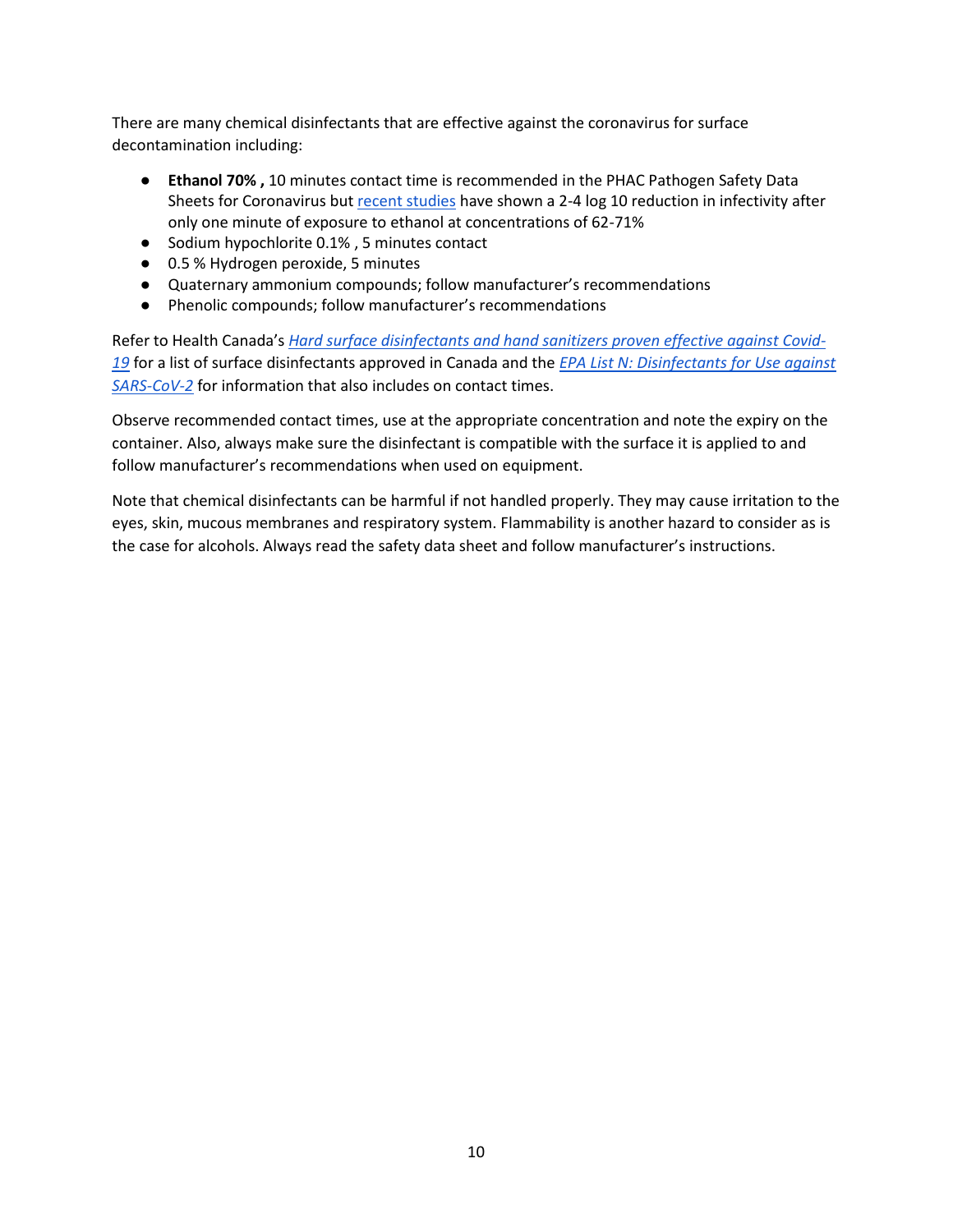There are many chemical disinfectants that are effective against the coronavirus for surface decontamination including:

- **Ethanol 70% ,** 10 minutes contact time is recommended in the PHAC Pathogen Safety Data Sheets for Coronavirus but recent studies have shown a 2-4 log 10 reduction in infectivity after only one minute of exposure to ethanol at concentrations of 62-71%
- Sodium hypochlorite 0.1% , 5 minutes contact
- 0.5 % Hydrogen peroxide, 5 minutes
- Quaternary ammonium compounds; follow manufacturer's recommendations
- Phenolic compounds; follow manufacturer's recommendations

Refer to Health Canada's *Hard surface disinfectants and hand sanitizers proven effective against Covid-19* for a list of surface disinfectants approved in Canada and the *EPA List N: Disinfectants for Use against SARS-CoV-2* for information that also includes on contact times.

Observe recommended contact times, use at the appropriate concentration and note the expiry on the container. Also, always make sure the disinfectant is compatible with the surface it is applied to and follow manufacturer's recommendations when used on equipment.

Note that chemical disinfectants can be harmful if not handled properly. They may cause irritation to the eyes, skin, mucous membranes and respiratory system. Flammability is another hazard to consider as is the case for alcohols. Always read the safety data sheet and follow manufacturer's instructions.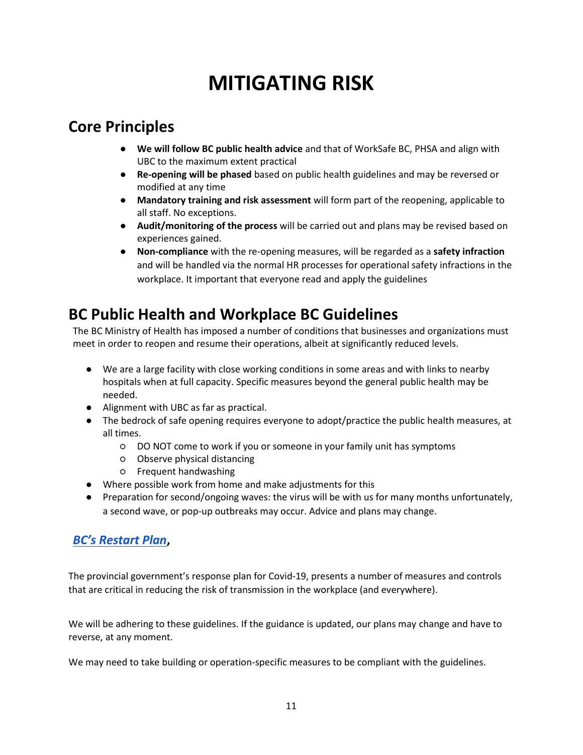# MITIGATING RISK

## Core Principles

- **We will follow BC public health advice** and that of WorkSafe BC, PHSA and align with UBC to the maximum extent practical
- **Re-opening will be phased** based on public health guidelines and may be reversed or modified at any time
- **Mandatory training and risk assessment** will form part of the reopening, applicable to all staff. No exceptions.
- **Audit/monitoring of the process** will be carried out and plans may be revised based on experiences gained.
- **Non-compliance** with the re-opening measures, will be regarded as a **safety infraction** and will be handled via the normal HR processes for operational safety infractions in the workplace. It important that everyone read and apply the guidelines

## BC Public Health and Workplace BC Guidelines

The BC Ministry of Health has imposed a number of conditions that businesses and organizations must meet in order to reopen and resume their operations, albeit at significantly reduced levels.

- We are a large facility with close working conditions in some areas and with links to nearby hospitals when at full capacity. Specific measures beyond the general public health may be needed.
- Alignment with UBC as far as practical.
- The bedrock of safe opening requires everyone to adopt/practice the public health measures, at all times.
  - DO NOT come to work if you or someone in your family unit has symptoms
  - Observe physical distancing
  - Frequent handwashing
- Where possible work from home and make adjustments for this
- Preparation for second/ongoing waves: the virus will be with us for many months unfortunately, a second wave, or pop-up outbreaks may occur. Advice and plans may change.

### *BC's Restart Plan*,

The provincial government's response plan for Covid-19, presents a number of measures and controls that are critical in reducing the risk of transmission in the workplace (and everywhere).

We will be adhering to these guidelines. If the guidance is updated, our plans may change and have to reverse, at any moment.

We may need to take building or operation-specific measures to be compliant with the guidelines.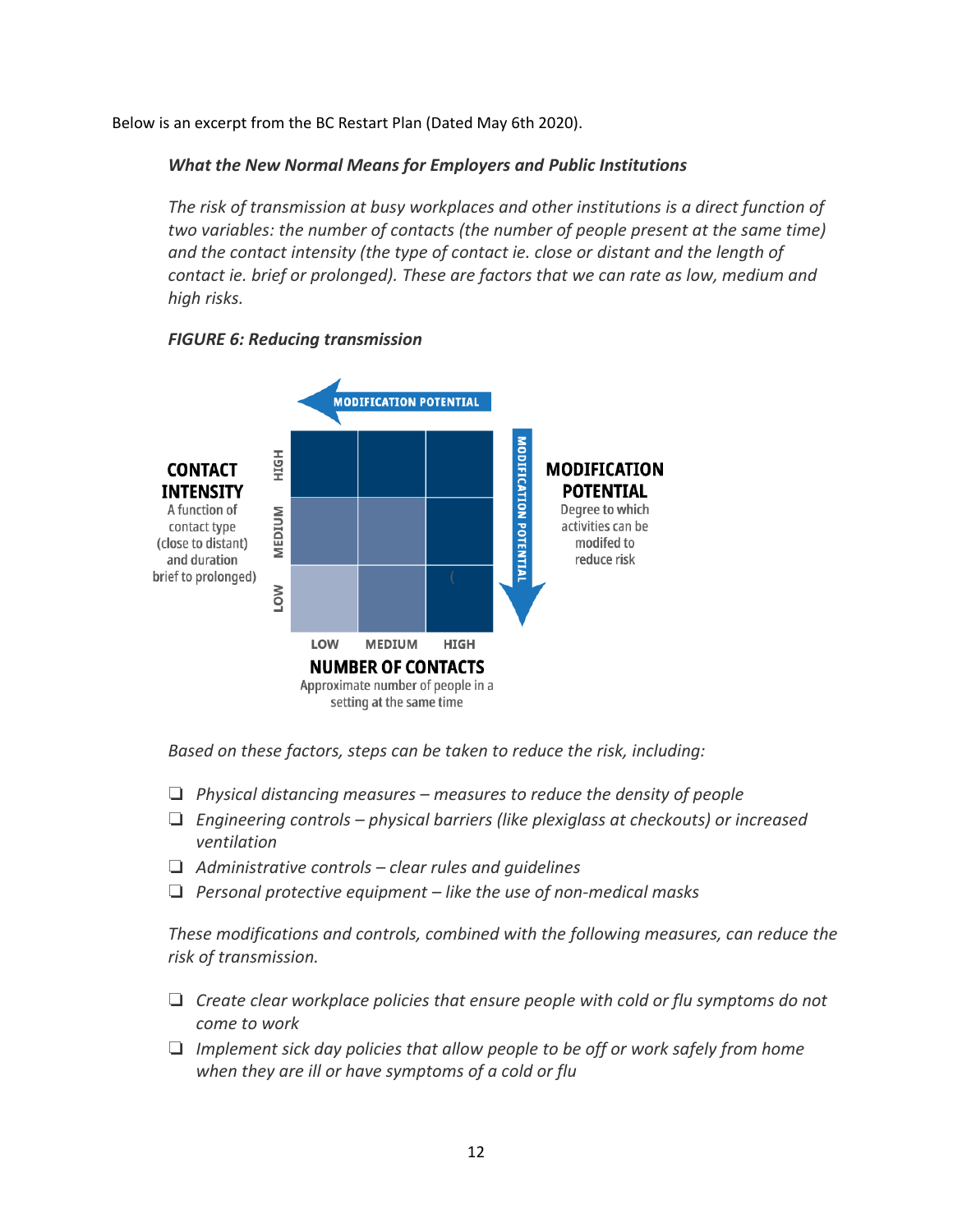Below is an excerpt from the BC Restart Plan (Dated May 6th 2020).

***What the New Normal Means for Employers and Public Institutions***

*The risk of transmission at busy workplaces and other institutions is a direct function of two variables: the number of contacts (the number of people present at the same time) and the contact intensity (the type of contact ie. close or distant and the length of contact ie. brief or prolonged). These are factors that we can rate as low, medium and high risks.*

***FIGURE 6: Reducing transmission***

MODIFICATION POTENTIAL

**CONTACT INTENSITY**
A function of contact type (close to distant) and duration brief to prolonged)

HIGH
MEDIUM
LOW

LOW MEDIUM HIGH

**NUMBER OF CONTACTS**
Approximate number of people in a setting at the same time

**MODIFICATION POTENTIAL**
Degree to which activities can be modifed to reduce risk

*Based on these factors, steps can be taken to reduce the risk, including:*

- ❑ *Physical distancing measures – measures to reduce the density of people*
- ❑ *Engineering controls – physical barriers (like plexiglass at checkouts) or increased ventilation*
- ❑ *Administrative controls – clear rules and guidelines*
- ❑ *Personal protective equipment – like the use of non-medical masks*

*These modifications and controls, combined with the following measures, can reduce the risk of transmission.*

- ❑ *Create clear workplace policies that ensure people with cold or flu symptoms do not come to work*
- ❑ *Implement sick day policies that allow people to be off or work safely from home when they are ill or have symptoms of a cold or flu*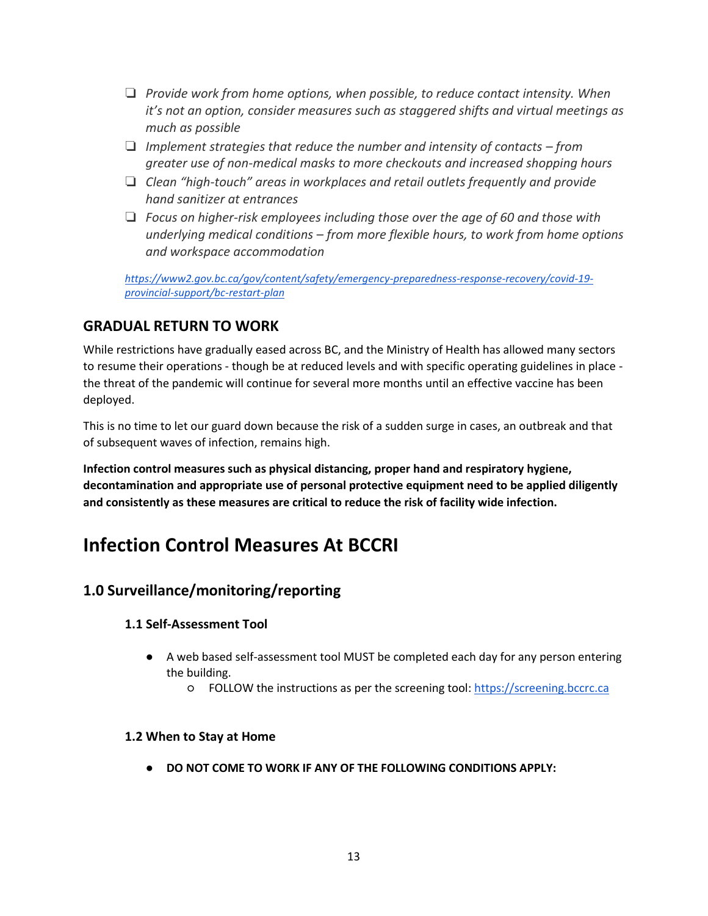- ❑ *Provide work from home options, when possible, to reduce contact intensity. When it's not an option, consider measures such as staggered shifts and virtual meetings as much as possible*
- ❑ *Implement strategies that reduce the number and intensity of contacts – from greater use of non-medical masks to more checkouts and increased shopping hours*
- ❑ *Clean "high-touch" areas in workplaces and retail outlets frequently and provide hand sanitizer at entrances*
- ❑ *Focus on higher-risk employees including those over the age of 60 and those with underlying medical conditions – from more flexible hours, to work from home options and workspace accommodation*

*https://www2.gov.bc.ca/gov/content/safety/emergency-preparedness-response-recovery/covid-19-provincial-support/bc-restart-plan*

## GRADUAL RETURN TO WORK

While restrictions have gradually eased across BC, and the Ministry of Health has allowed many sectors to resume their operations - though be at reduced levels and with specific operating guidelines in place - the threat of the pandemic will continue for several more months until an effective vaccine has been deployed.

This is no time to let our guard down because the risk of a sudden surge in cases, an outbreak and that of subsequent waves of infection, remains high.

**Infection control measures such as physical distancing, proper hand and respiratory hygiene, decontamination and appropriate use of personal protective equipment need to be applied diligently and consistently as these measures are critical to reduce the risk of facility wide infection.**

# Infection Control Measures At BCCRI

## 1.0 Surveillance/monitoring/reporting

### 1.1 Self-Assessment Tool

- A web based self-assessment tool MUST be completed each day for any person entering the building.
  - FOLLOW the instructions as per the screening tool: https://screening.bccrc.ca

### 1.2 When to Stay at Home

- **DO NOT COME TO WORK IF ANY OF THE FOLLOWING CONDITIONS APPLY:**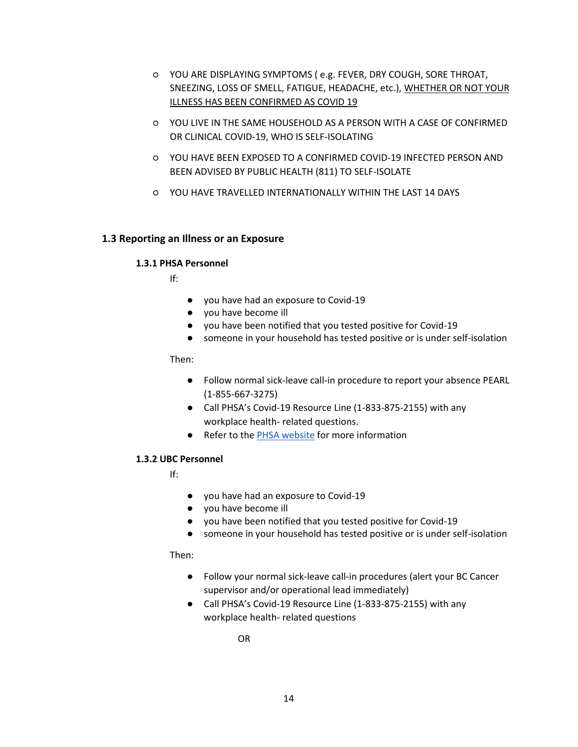- YOU ARE DISPLAYING SYMPTOMS ( e.g. FEVER, DRY COUGH, SORE THROAT, SNEEZING, LOSS OF SMELL, FATIGUE, HEADACHE, etc.), <u>WHETHER OR NOT YOUR ILLNESS HAS BEEN CONFIRMED AS COVID 19</u>
- YOU LIVE IN THE SAME HOUSEHOLD AS A PERSON WITH A CASE OF CONFIRMED OR CLINICAL COVID-19, WHO IS SELF-ISOLATING
- YOU HAVE BEEN EXPOSED TO A CONFIRMED COVID-19 INFECTED PERSON AND BEEN ADVISED BY PUBLIC HEALTH (811) TO SELF-ISOLATE
- YOU HAVE TRAVELLED INTERNATIONALLY WITHIN THE LAST 14 DAYS

## 1.3 Reporting an Illness or an Exposure

### 1.3.1 PHSA Personnel

If:

- you have had an exposure to Covid-19
- you have become ill
- you have been notified that you tested positive for Covid-19
- someone in your household has tested positive or is under self-isolation

Then:

- Follow normal sick-leave call-in procedure to report your absence PEARL (1-855-667-3275)
- Call PHSA's Covid-19 Resource Line (1-833-875-2155) with any workplace health- related questions.
- Refer to the [PHSA website] for more information

### 1.3.2 UBC Personnel

If:

- you have had an exposure to Covid-19
- you have become ill
- you have been notified that you tested positive for Covid-19
- someone in your household has tested positive or is under self-isolation

Then:

- Follow your normal sick-leave call-in procedures (alert your BC Cancer supervisor and/or operational lead immediately)
- Call PHSA's Covid-19 Resource Line (1-833-875-2155) with any workplace health- related questions

OR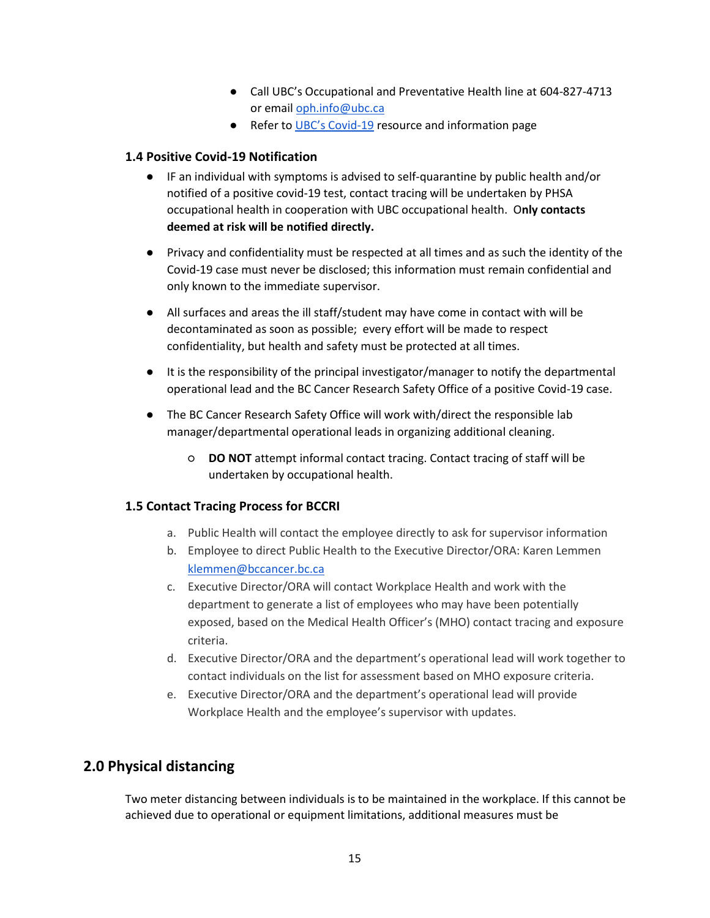- Call UBC's Occupational and Preventative Health line at 604-827-4713 or email oph.info@ubc.ca
- Refer to UBC's Covid-19 resource and information page

### 1.4 Positive Covid-19 Notification

- IF an individual with symptoms is advised to self-quarantine by public health and/or notified of a positive covid-19 test, contact tracing will be undertaken by PHSA occupational health in cooperation with UBC occupational health. **Only contacts deemed at risk will be notified directly.**
- Privacy and confidentiality must be respected at all times and as such the identity of the Covid-19 case must never be disclosed; this information must remain confidential and only known to the immediate supervisor.
- All surfaces and areas the ill staff/student may have come in contact with will be decontaminated as soon as possible; every effort will be made to respect confidentiality, but health and safety must be protected at all times.
- It is the responsibility of the principal investigator/manager to notify the departmental operational lead and the BC Cancer Research Safety Office of a positive Covid-19 case.
- The BC Cancer Research Safety Office will work with/direct the responsible lab manager/departmental operational leads in organizing additional cleaning.
    - **DO NOT** attempt informal contact tracing. Contact tracing of staff will be undertaken by occupational health.

### 1.5 Contact Tracing Process for BCCRI

a. Public Health will contact the employee directly to ask for supervisor information
b. Employee to direct Public Health to the Executive Director/ORA: Karen Lemmen klemmen@bccancer.bc.ca
c. Executive Director/ORA will contact Workplace Health and work with the department to generate a list of employees who may have been potentially exposed, based on the Medical Health Officer's (MHO) contact tracing and exposure criteria.
d. Executive Director/ORA and the department's operational lead will work together to contact individuals on the list for assessment based on MHO exposure criteria.
e. Executive Director/ORA and the department's operational lead will provide Workplace Health and the employee's supervisor with updates.

## 2.0 Physical distancing

Two meter distancing between individuals is to be maintained in the workplace. If this cannot be achieved due to operational or equipment limitations, additional measures must be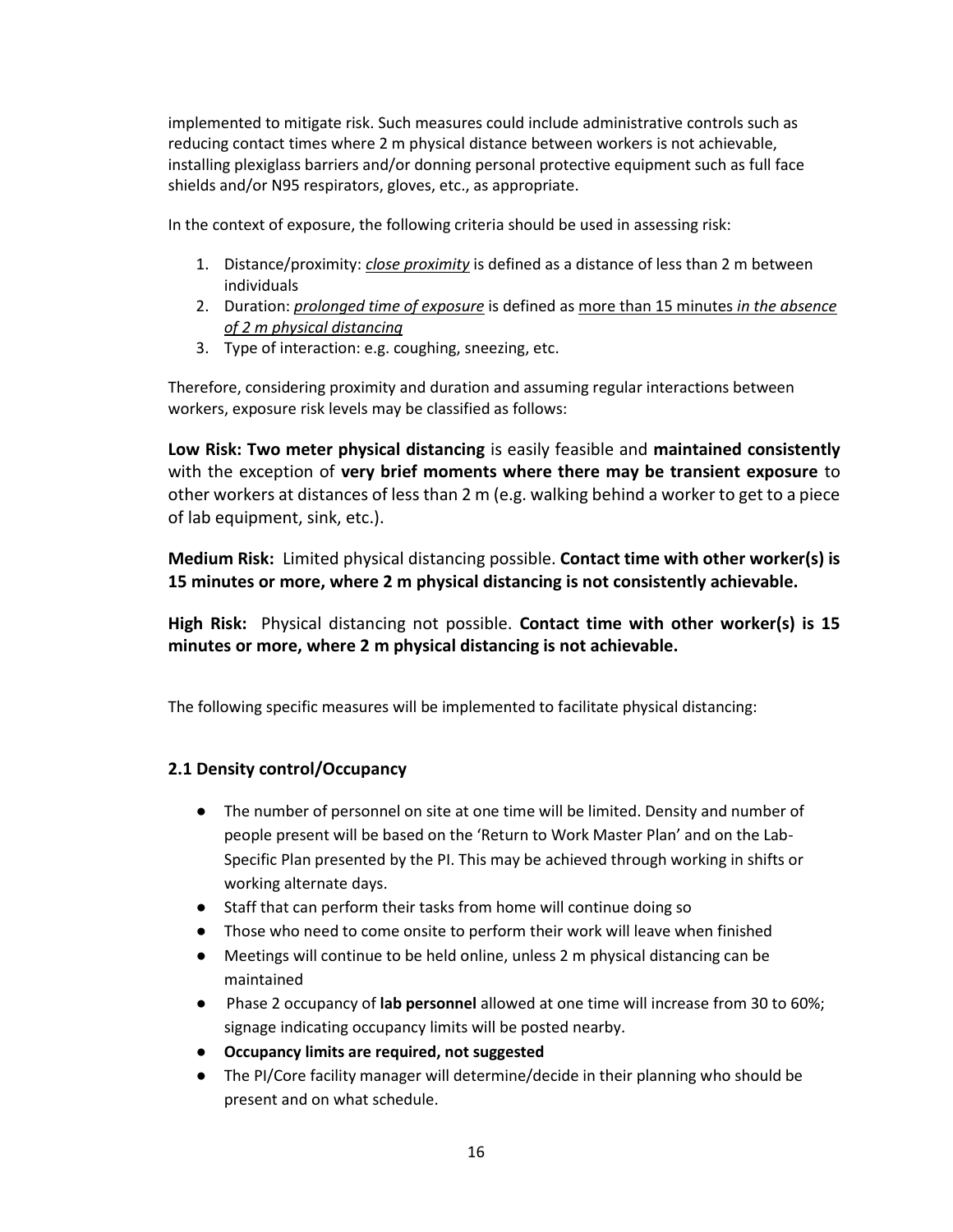implemented to mitigate risk. Such measures could include administrative controls such as reducing contact times where 2 m physical distance between workers is not achievable, installing plexiglass barriers and/or donning personal protective equipment such as full face shields and/or N95 respirators, gloves, etc., as appropriate.

In the context of exposure, the following criteria should be used in assessing risk:

1. Distance/proximity: *close proximity* is defined as a distance of less than 2 m between individuals
2. Duration: *prolonged time of exposure* is defined as more than 15 minutes *in the absence of 2 m physical distancing*
3. Type of interaction: e.g. coughing, sneezing, etc.

Therefore, considering proximity and duration and assuming regular interactions between workers, exposure risk levels may be classified as follows:

**Low Risk: Two meter physical distancing** is easily feasible and **maintained consistently** with the exception of **very brief moments where there may be transient exposure** to other workers at distances of less than 2 m (e.g. walking behind a worker to get to a piece of lab equipment, sink, etc.).

**Medium Risk:** Limited physical distancing possible. **Contact time with other worker(s) is 15 minutes or more, where 2 m physical distancing is not consistently achievable.**

**High Risk:** Physical distancing not possible. **Contact time with other worker(s) is 15 minutes or more, where 2 m physical distancing is not achievable.**

The following specific measures will be implemented to facilitate physical distancing:

### 2.1 Density control/Occupancy

- The number of personnel on site at one time will be limited. Density and number of people present will be based on the 'Return to Work Master Plan' and on the Lab-Specific Plan presented by the PI. This may be achieved through working in shifts or working alternate days.
- Staff that can perform their tasks from home will continue doing so
- Those who need to come onsite to perform their work will leave when finished
- Meetings will continue to be held online, unless 2 m physical distancing can be maintained
- Phase 2 occupancy of **lab personnel** allowed at one time will increase from 30 to 60%; signage indicating occupancy limits will be posted nearby.
- **Occupancy limits are required, not suggested**
- The PI/Core facility manager will determine/decide in their planning who should be present and on what schedule.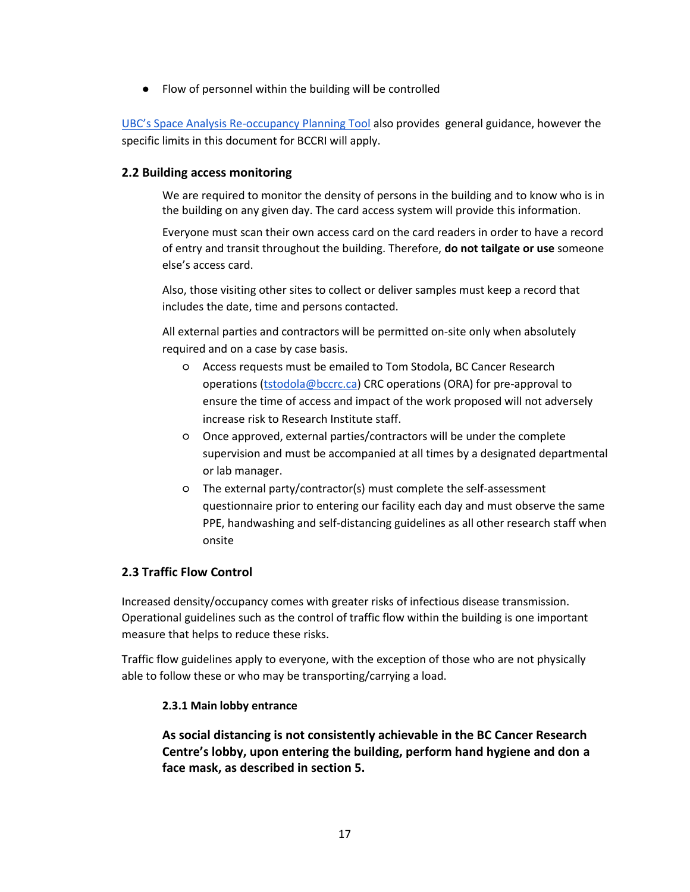- Flow of personnel within the building will be controlled

[UBC's Space Analysis Re-occupancy Planning Tool](#) also provides general guidance, however the specific limits in this document for BCCRI will apply.

### 2.2 Building access monitoring

We are required to monitor the density of persons in the building and to know who is in the building on any given day. The card access system will provide this information.

Everyone must scan their own access card on the card readers in order to have a record of entry and transit throughout the building. Therefore, **do not tailgate or use** someone else's access card.

Also, those visiting other sites to collect or deliver samples must keep a record that includes the date, time and persons contacted.

All external parties and contractors will be permitted on-site only when absolutely required and on a case by case basis.

- Access requests must be emailed to Tom Stodola, BC Cancer Research operations (tstodola@bccrc.ca) CRC operations (ORA) for pre-approval to ensure the time of access and impact of the work proposed will not adversely increase risk to Research Institute staff.
- Once approved, external parties/contractors will be under the complete supervision and must be accompanied at all times by a designated departmental or lab manager.
- The external party/contractor(s) must complete the self-assessment questionnaire prior to entering our facility each day and must observe the same PPE, handwashing and self-distancing guidelines as all other research staff when onsite

### 2.3 Traffic Flow Control

Increased density/occupancy comes with greater risks of infectious disease transmission. Operational guidelines such as the control of traffic flow within the building is one important measure that helps to reduce these risks.

Traffic flow guidelines apply to everyone, with the exception of those who are not physically able to follow these or who may be transporting/carrying a load.

#### 2.3.1 Main lobby entrance

**As social distancing is not consistently achievable in the BC Cancer Research Centre's lobby, upon entering the building, perform hand hygiene and don a face mask, as described in section 5.**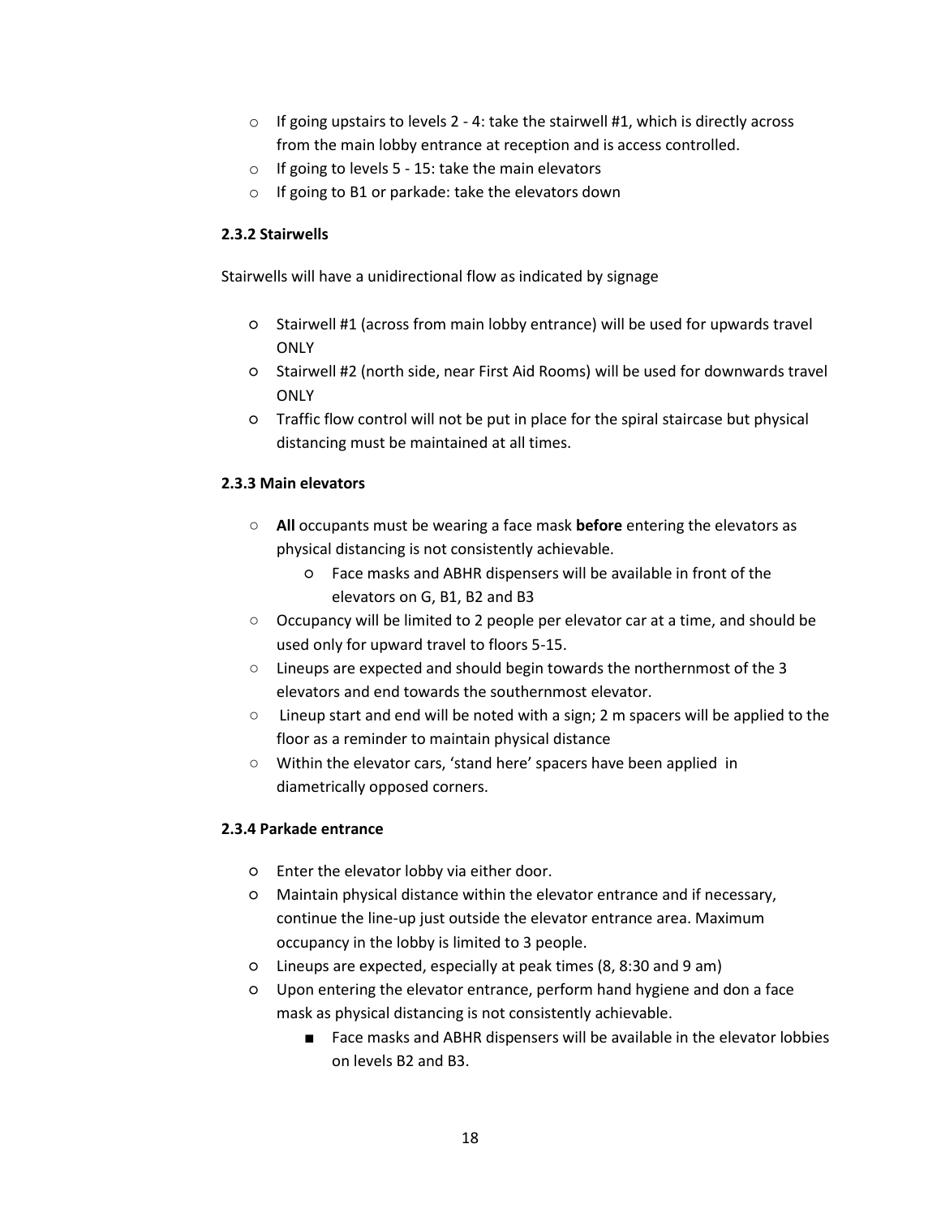- If going upstairs to levels 2 - 4: take the stairwell #1, which is directly across from the main lobby entrance at reception and is access controlled.
- If going to levels 5 - 15: take the main elevators
- If going to B1 or parkade: take the elevators down

### 2.3.2 Stairwells

Stairwells will have a unidirectional flow as indicated by signage

- Stairwell #1 (across from main lobby entrance) will be used for upwards travel ONLY
- Stairwell #2 (north side, near First Aid Rooms) will be used for downwards travel ONLY
- Traffic flow control will not be put in place for the spiral staircase but physical distancing must be maintained at all times.

### 2.3.3 Main elevators

- **All** occupants must be wearing a face mask **before** entering the elevators as physical distancing is not consistently achievable.
  - Face masks and ABHR dispensers will be available in front of the elevators on G, B1, B2 and B3
- Occupancy will be limited to 2 people per elevator car at a time, and should be used only for upward travel to floors 5-15.
- Lineups are expected and should begin towards the northernmost of the 3 elevators and end towards the southernmost elevator.
- Lineup start and end will be noted with a sign; 2 m spacers will be applied to the floor as a reminder to maintain physical distance
- Within the elevator cars, 'stand here' spacers have been applied in diametrically opposed corners.

### 2.3.4 Parkade entrance

- Enter the elevator lobby via either door.
- Maintain physical distance within the elevator entrance and if necessary, continue the line-up just outside the elevator entrance area. Maximum occupancy in the lobby is limited to 3 people.
- Lineups are expected, especially at peak times (8, 8:30 and 9 am)
- Upon entering the elevator entrance, perform hand hygiene and don a face mask as physical distancing is not consistently achievable.
  - Face masks and ABHR dispensers will be available in the elevator lobbies on levels B2 and B3.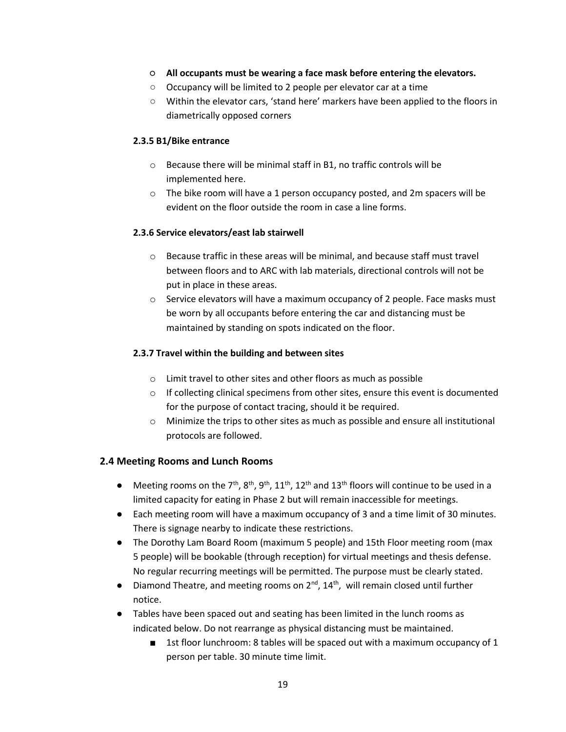- **All occupants must be wearing a face mask before entering the elevators.**
- Occupancy will be limited to 2 people per elevator car at a time
- Within the elevator cars, 'stand here' markers have been applied to the floors in diametrically opposed corners

#### 2.3.5 B1/Bike entrance

- Because there will be minimal staff in B1, no traffic controls will be implemented here.
- The bike room will have a 1 person occupancy posted, and 2m spacers will be evident on the floor outside the room in case a line forms.

#### 2.3.6 Service elevators/east lab stairwell

- Because traffic in these areas will be minimal, and because staff must travel between floors and to ARC with lab materials, directional controls will not be put in place in these areas.
- Service elevators will have a maximum occupancy of 2 people. Face masks must be worn by all occupants before entering the car and distancing must be maintained by standing on spots indicated on the floor.

#### 2.3.7 Travel within the building and between sites

- Limit travel to other sites and other floors as much as possible
- If collecting clinical specimens from other sites, ensure this event is documented for the purpose of contact tracing, should it be required.
- Minimize the trips to other sites as much as possible and ensure all institutional protocols are followed.

### 2.4 Meeting Rooms and Lunch Rooms

- Meeting rooms on the 7th, 8th, 9th, 11th, 12th and 13th floors will continue to be used in a limited capacity for eating in Phase 2 but will remain inaccessible for meetings.
- Each meeting room will have a maximum occupancy of 3 and a time limit of 30 minutes. There is signage nearby to indicate these restrictions.
- The Dorothy Lam Board Room (maximum 5 people) and 15th Floor meeting room (max 5 people) will be bookable (through reception) for virtual meetings and thesis defense. No regular recurring meetings will be permitted. The purpose must be clearly stated.
- Diamond Theatre, and meeting rooms on 2nd, 14th, will remain closed until further notice.
- Tables have been spaced out and seating has been limited in the lunch rooms as indicated below. Do not rearrange as physical distancing must be maintained.
    - 1st floor lunchroom: 8 tables will be spaced out with a maximum occupancy of 1 person per table. 30 minute time limit.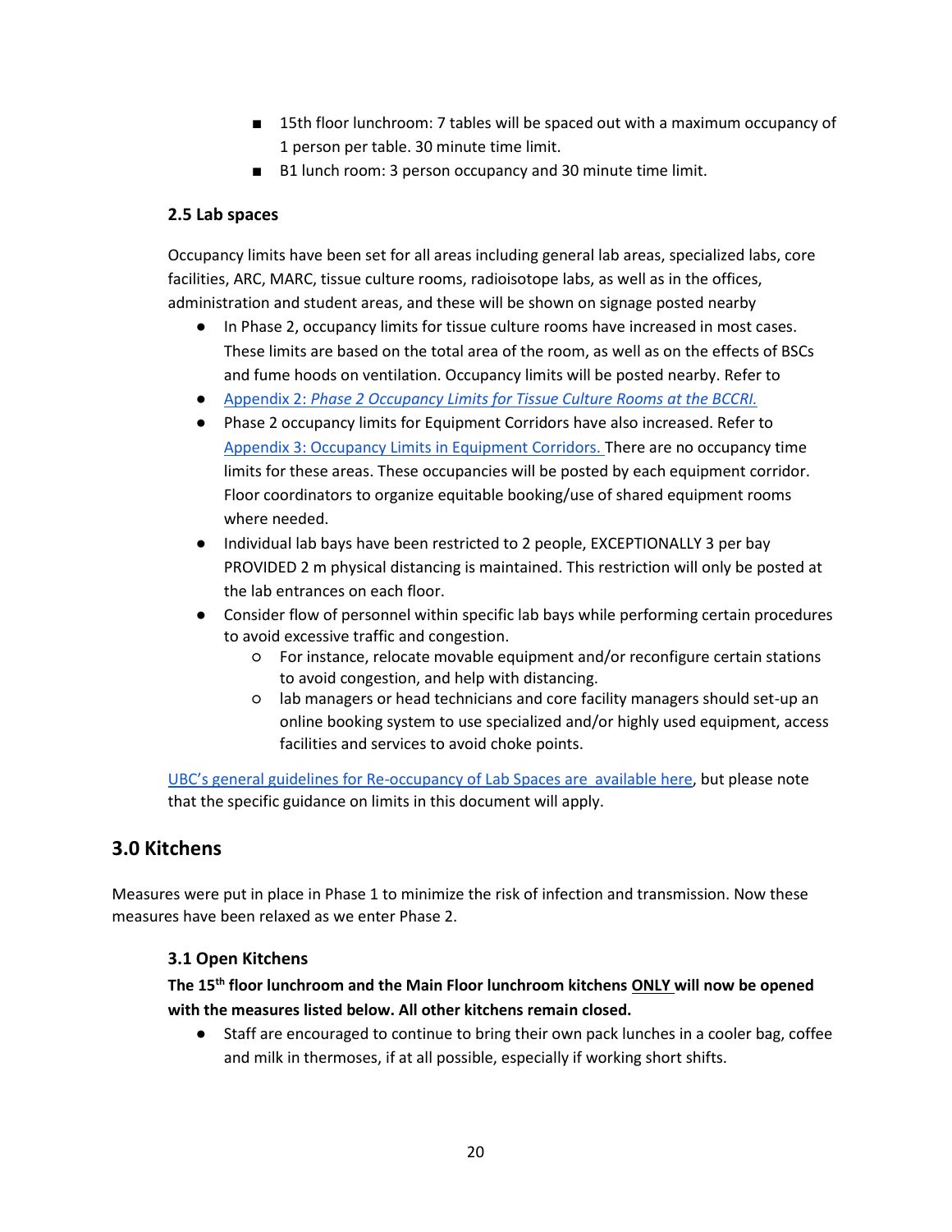- 15th floor lunchroom: 7 tables will be spaced out with a maximum occupancy of 1 person per table. 30 minute time limit.
- B1 lunch room: 3 person occupancy and 30 minute time limit.

### 2.5 Lab spaces

Occupancy limits have been set for all areas including general lab areas, specialized labs, core facilities, ARC, MARC, tissue culture rooms, radioisotope labs, as well as in the offices, administration and student areas, and these will be shown on signage posted nearby

- In Phase 2, occupancy limits for tissue culture rooms have increased in most cases. These limits are based on the total area of the room, as well as on the effects of BSCs and fume hoods on ventilation. Occupancy limits will be posted nearby. Refer to
- Appendix 2: *Phase 2 Occupancy Limits for Tissue Culture Rooms at the BCCRI.*
- Phase 2 occupancy limits for Equipment Corridors have also increased. Refer to Appendix 3: Occupancy Limits in Equipment Corridors. There are no occupancy time limits for these areas. These occupancies will be posted by each equipment corridor. Floor coordinators to organize equitable booking/use of shared equipment rooms where needed.
- Individual lab bays have been restricted to 2 people, EXCEPTIONALLY 3 per bay PROVIDED 2 m physical distancing is maintained. This restriction will only be posted at the lab entrances on each floor.
- Consider flow of personnel within specific lab bays while performing certain procedures to avoid excessive traffic and congestion.
    - For instance, relocate movable equipment and/or reconfigure certain stations to avoid congestion, and help with distancing.
    - lab managers or head technicians and core facility managers should set-up an online booking system to use specialized and/or highly used equipment, access facilities and services to avoid choke points.

UBC's general guidelines for Re-occupancy of Lab Spaces are available here, but please note that the specific guidance on limits in this document will apply.

## 3.0 Kitchens

Measures were put in place in Phase 1 to minimize the risk of infection and transmission. Now these measures have been relaxed as we enter Phase 2.

### 3.1 Open Kitchens

**The 15th floor lunchroom and the Main Floor lunchroom kitchens ONLY will now be opened with the measures listed below. All other kitchens remain closed.**

- Staff are encouraged to continue to bring their own pack lunches in a cooler bag, coffee and milk in thermoses, if at all possible, especially if working short shifts.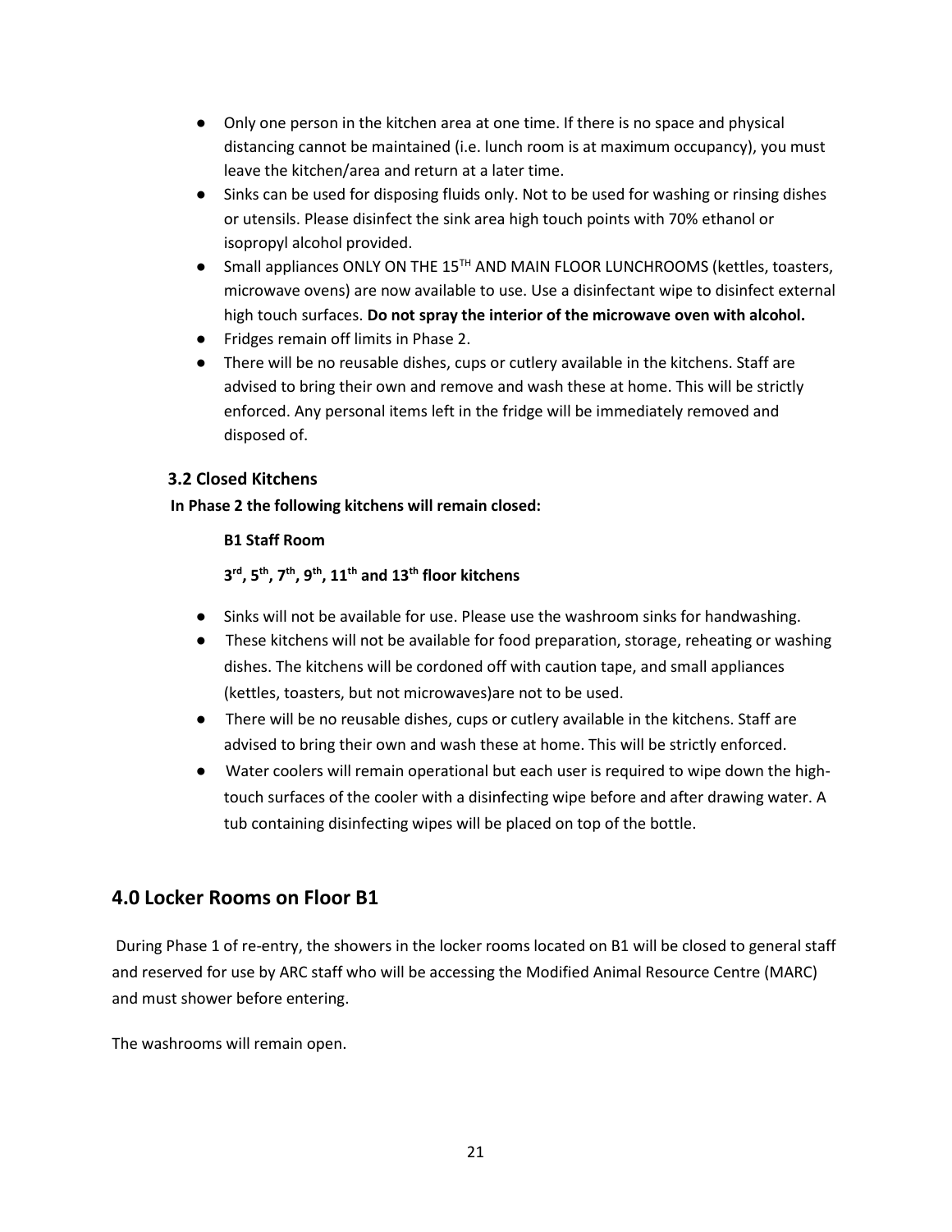- Only one person in the kitchen area at one time. If there is no space and physical distancing cannot be maintained (i.e. lunch room is at maximum occupancy), you must leave the kitchen/area and return at a later time.
- Sinks can be used for disposing fluids only. Not to be used for washing or rinsing dishes or utensils. Please disinfect the sink area high touch points with 70% ethanol or isopropyl alcohol provided.
- Small appliances ONLY ON THE 15TH AND MAIN FLOOR LUNCHROOMS (kettles, toasters, microwave ovens) are now available to use. Use a disinfectant wipe to disinfect external high touch surfaces. **Do not spray the interior of the microwave oven with alcohol.**
- Fridges remain off limits in Phase 2.
- There will be no reusable dishes, cups or cutlery available in the kitchens. Staff are advised to bring their own and remove and wash these at home. This will be strictly enforced. Any personal items left in the fridge will be immediately removed and disposed of.

### 3.2 Closed Kitchens

**In Phase 2 the following kitchens will remain closed:**

**B1 Staff Room**

**3rd, 5th, 7th, 9th, 11th and 13th floor kitchens**

- Sinks will not be available for use. Please use the washroom sinks for handwashing.
- These kitchens will not be available for food preparation, storage, reheating or washing dishes. The kitchens will be cordoned off with caution tape, and small appliances (kettles, toasters, but not microwaves)are not to be used.
- There will be no reusable dishes, cups or cutlery available in the kitchens. Staff are advised to bring their own and wash these at home. This will be strictly enforced.
- Water coolers will remain operational but each user is required to wipe down the high-touch surfaces of the cooler with a disinfecting wipe before and after drawing water. A tub containing disinfecting wipes will be placed on top of the bottle.

## 4.0 Locker Rooms on Floor B1

During Phase 1 of re-entry, the showers in the locker rooms located on B1 will be closed to general staff and reserved for use by ARC staff who will be accessing the Modified Animal Resource Centre (MARC) and must shower before entering.

The washrooms will remain open.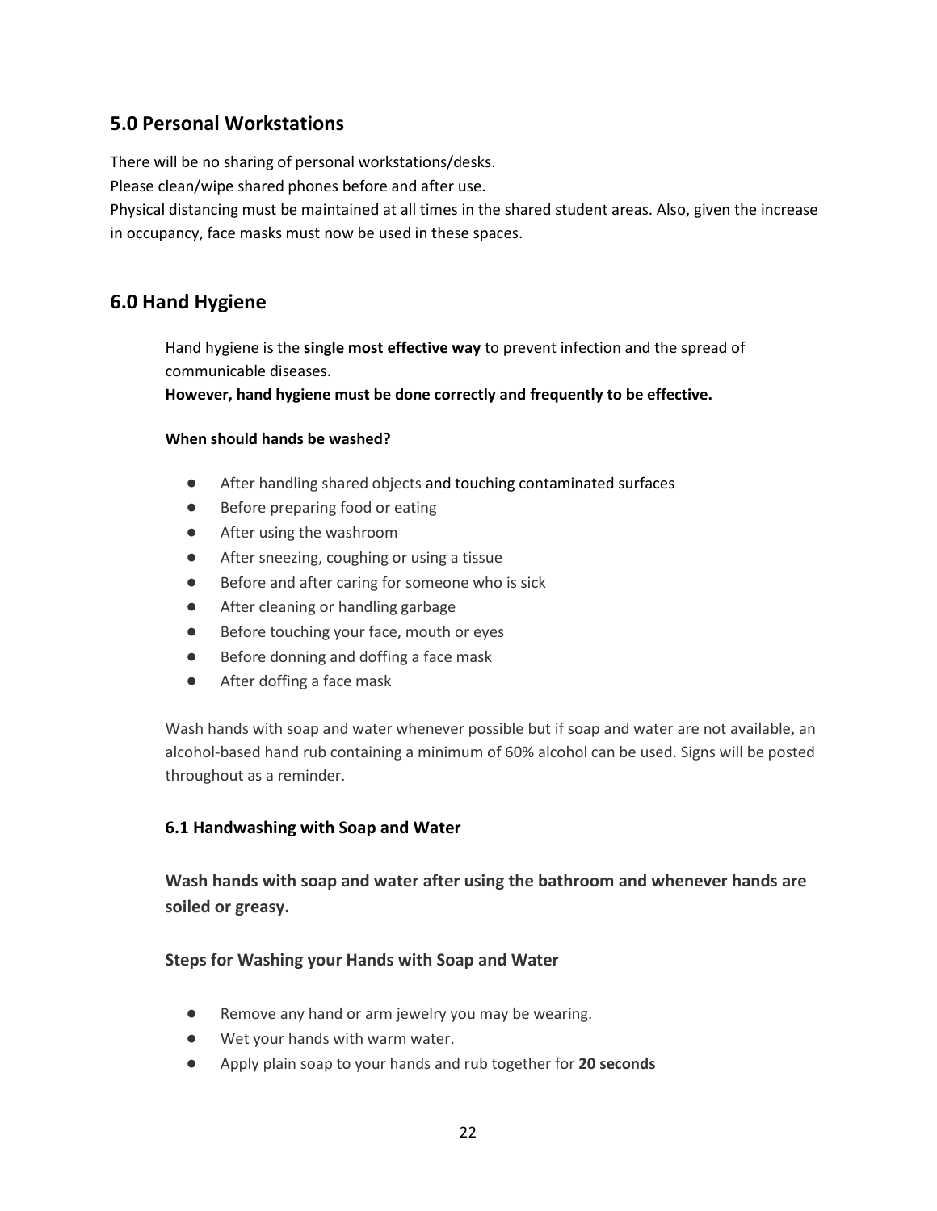## 5.0 Personal Workstations

There will be no sharing of personal workstations/desks.
Please clean/wipe shared phones before and after use.
Physical distancing must be maintained at all times in the shared student areas. Also, given the increase in occupancy, face masks must now be used in these spaces.

## 6.0 Hand Hygiene

Hand hygiene is the **single most effective way** to prevent infection and the spread of communicable diseases.
**However, hand hygiene must be done correctly and frequently to be effective.**

**When should hands be washed?**

- After handling shared objects and touching contaminated surfaces
- Before preparing food or eating
- After using the washroom
- After sneezing, coughing or using a tissue
- Before and after caring for someone who is sick
- After cleaning or handling garbage
- Before touching your face, mouth or eyes
- Before donning and doffing a face mask
- After doffing a face mask

Wash hands with soap and water whenever possible but if soap and water are not available, an alcohol-based hand rub containing a minimum of 60% alcohol can be used. Signs will be posted throughout as a reminder.

### 6.1 Handwashing with Soap and Water

**Wash hands with soap and water after using the bathroom and whenever hands are soiled or greasy.**

**Steps for Washing your Hands with Soap and Water**

- Remove any hand or arm jewelry you may be wearing.
- Wet your hands with warm water.
- Apply plain soap to your hands and rub together for **20 seconds**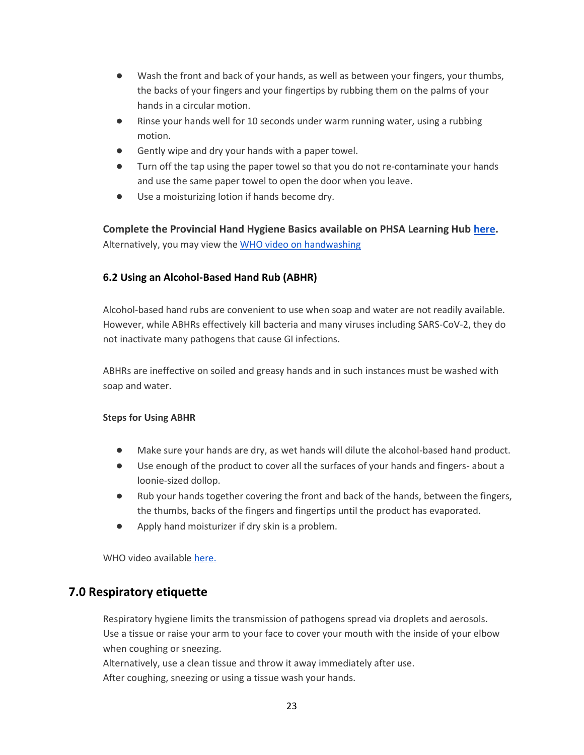- Wash the front and back of your hands, as well as between your fingers, your thumbs, the backs of your fingers and your fingertips by rubbing them on the palms of your hands in a circular motion.
- Rinse your hands well for 10 seconds under warm running water, using a rubbing motion.
- Gently wipe and dry your hands with a paper towel.
- Turn off the tap using the paper towel so that you do not re-contaminate your hands and use the same paper towel to open the door when you leave.
- Use a moisturizing lotion if hands become dry.

**Complete the Provincial Hand Hygiene Basics available on PHSA Learning Hub here.**
Alternatively, you may view the WHO video on handwashing

### 6.2 Using an Alcohol-Based Hand Rub (ABHR)

Alcohol-based hand rubs are convenient to use when soap and water are not readily available. However, while ABHRs effectively kill bacteria and many viruses including SARS-CoV-2, they do not inactivate many pathogens that cause GI infections.

ABHRs are ineffective on soiled and greasy hands and in such instances must be washed with soap and water.

#### Steps for Using ABHR

- Make sure your hands are dry, as wet hands will dilute the alcohol-based hand product.
- Use enough of the product to cover all the surfaces of your hands and fingers- about a loonie-sized dollop.
- Rub your hands together covering the front and back of the hands, between the fingers, the thumbs, backs of the fingers and fingertips until the product has evaporated.
- Apply hand moisturizer if dry skin is a problem.

WHO video available here.

## 7.0 Respiratory etiquette

Respiratory hygiene limits the transmission of pathogens spread via droplets and aerosols.
Use a tissue or raise your arm to your face to cover your mouth with the inside of your elbow when coughing or sneezing.
Alternatively, use a clean tissue and throw it away immediately after use.
After coughing, sneezing or using a tissue wash your hands.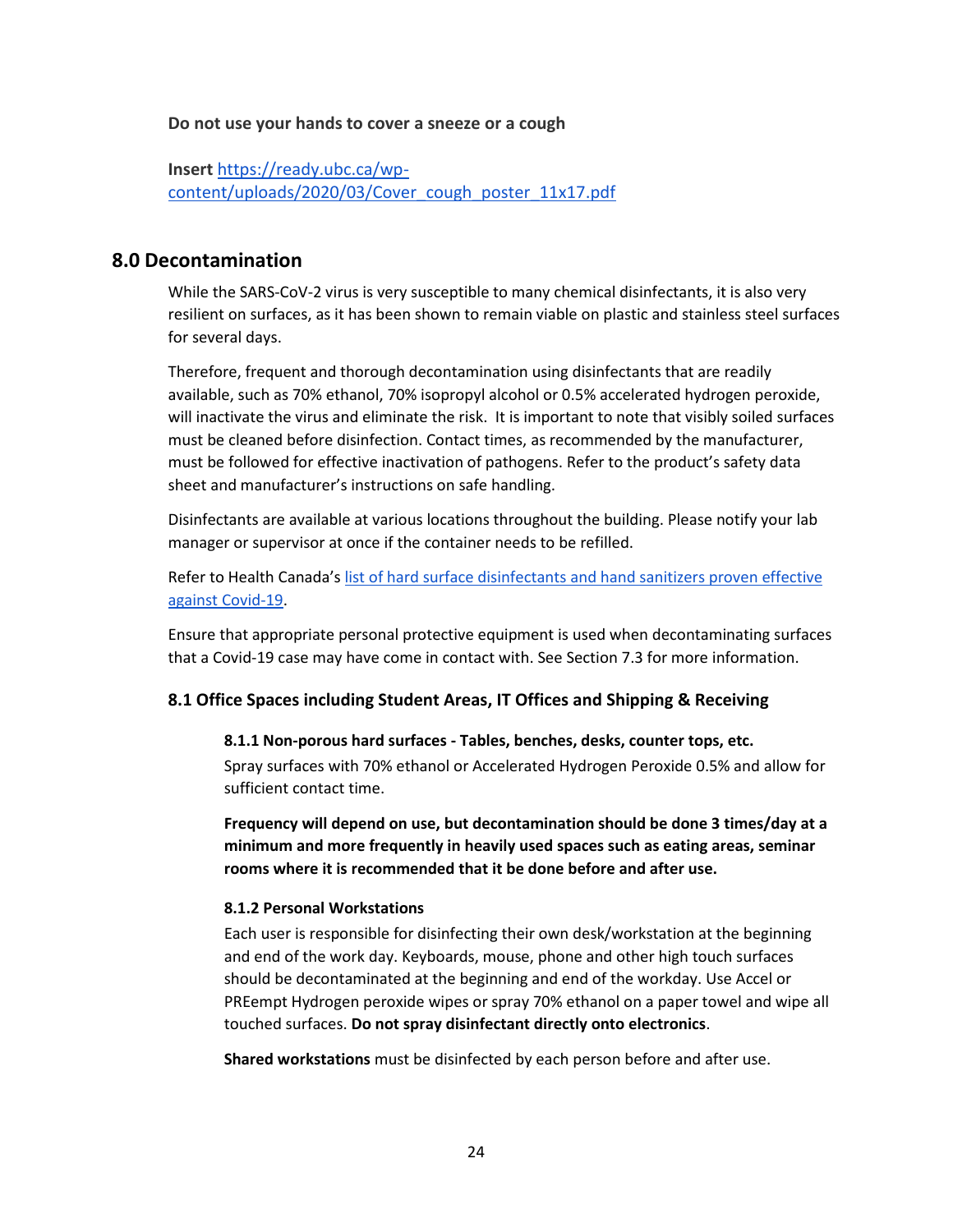**Do not use your hands to cover a sneeze or a cough**

**Insert** [https://ready.ubc.ca/wp-content/uploads/2020/03/Cover_cough_poster_11x17.pdf](https://ready.ubc.ca/wp-content/uploads/2020/03/Cover_cough_poster_11x17.pdf)

## 8.0 Decontamination

While the SARS-CoV-2 virus is very susceptible to many chemical disinfectants, it is also very resilient on surfaces, as it has been shown to remain viable on plastic and stainless steel surfaces for several days.

Therefore, frequent and thorough decontamination using disinfectants that are readily available, such as 70% ethanol, 70% isopropyl alcohol or 0.5% accelerated hydrogen peroxide, will inactivate the virus and eliminate the risk. It is important to note that visibly soiled surfaces must be cleaned before disinfection. Contact times, as recommended by the manufacturer, must be followed for effective inactivation of pathogens. Refer to the product's safety data sheet and manufacturer's instructions on safe handling.

Disinfectants are available at various locations throughout the building. Please notify your lab manager or supervisor at once if the container needs to be refilled.

Refer to Health Canada's list of hard surface disinfectants and hand sanitizers proven effective against Covid-19.

Ensure that appropriate personal protective equipment is used when decontaminating surfaces that a Covid-19 case may have come in contact with. See Section 7.3 for more information.

### 8.1 Office Spaces including Student Areas, IT Offices and Shipping & Receiving

#### 8.1.1 Non-porous hard surfaces - Tables, benches, desks, counter tops, etc.

Spray surfaces with 70% ethanol or Accelerated Hydrogen Peroxide 0.5% and allow for sufficient contact time.

**Frequency will depend on use, but decontamination should be done 3 times/day at a minimum and more frequently in heavily used spaces such as eating areas, seminar rooms where it is recommended that it be done before and after use.**

#### 8.1.2 Personal Workstations

Each user is responsible for disinfecting their own desk/workstation at the beginning and end of the work day. Keyboards, mouse, phone and other high touch surfaces should be decontaminated at the beginning and end of the workday. Use Accel or PREempt Hydrogen peroxide wipes or spray 70% ethanol on a paper towel and wipe all touched surfaces. **Do not spray disinfectant directly onto electronics**.

**Shared workstations** must be disinfected by each person before and after use.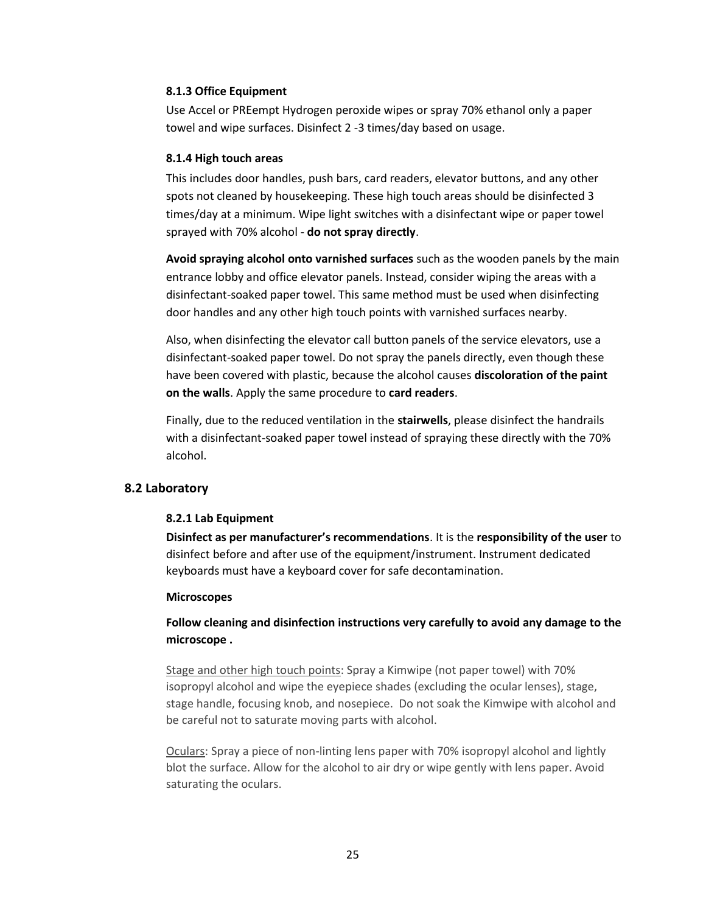#### 8.1.3 Office Equipment

Use Accel or PREempt Hydrogen peroxide wipes or spray 70% ethanol only a paper towel and wipe surfaces. Disinfect 2 -3 times/day based on usage.

#### 8.1.4 High touch areas

This includes door handles, push bars, card readers, elevator buttons, and any other spots not cleaned by housekeeping. These high touch areas should be disinfected 3 times/day at a minimum. Wipe light switches with a disinfectant wipe or paper towel sprayed with 70% alcohol - **do not spray directly**.

**Avoid spraying alcohol onto varnished surfaces** such as the wooden panels by the main entrance lobby and office elevator panels. Instead, consider wiping the areas with a disinfectant-soaked paper towel. This same method must be used when disinfecting door handles and any other high touch points with varnished surfaces nearby.

Also, when disinfecting the elevator call button panels of the service elevators, use a disinfectant-soaked paper towel. Do not spray the panels directly, even though these have been covered with plastic, because the alcohol causes **discoloration of the paint on the walls**. Apply the same procedure to **card readers**.

Finally, due to the reduced ventilation in the **stairwells**, please disinfect the handrails with a disinfectant-soaked paper towel instead of spraying these directly with the 70% alcohol.

### 8.2 Laboratory

#### 8.2.1 Lab Equipment

**Disinfect as per manufacturer's recommendations**. It is the **responsibility of the user** to disinfect before and after use of the equipment/instrument. Instrument dedicated keyboards must have a keyboard cover for safe decontamination.

**Microscopes**

**Follow cleaning and disinfection instructions very carefully to avoid any damage to the microscope .**

Stage and other high touch points: Spray a Kimwipe (not paper towel) with 70% isopropyl alcohol and wipe the eyepiece shades (excluding the ocular lenses), stage, stage handle, focusing knob, and nosepiece. Do not soak the Kimwipe with alcohol and be careful not to saturate moving parts with alcohol.

Oculars: Spray a piece of non-linting lens paper with 70% isopropyl alcohol and lightly blot the surface. Allow for the alcohol to air dry or wipe gently with lens paper. Avoid saturating the oculars.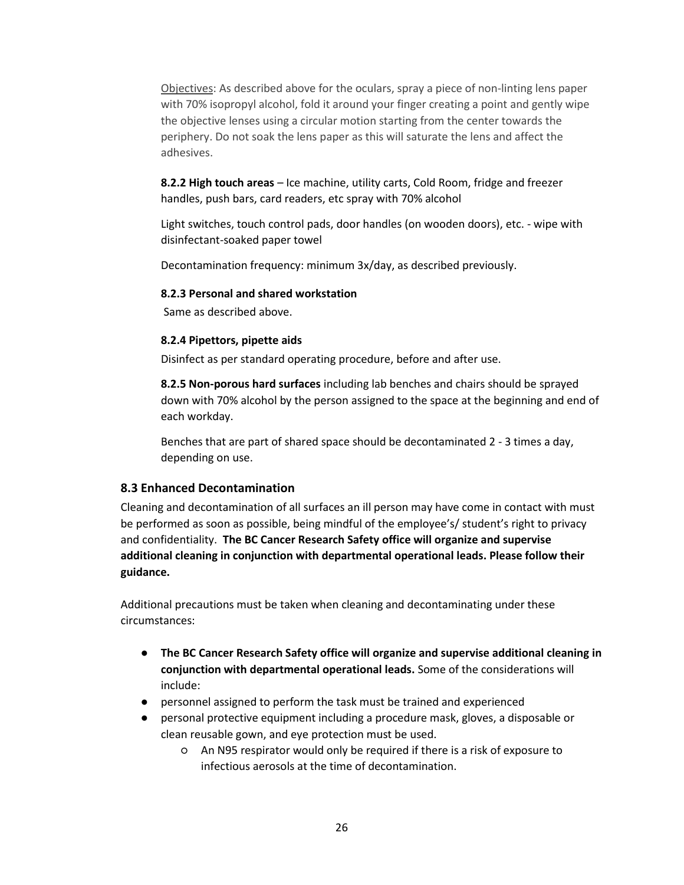Objectives: As described above for the oculars, spray a piece of non-linting lens paper with 70% isopropyl alcohol, fold it around your finger creating a point and gently wipe the objective lenses using a circular motion starting from the center towards the periphery. Do not soak the lens paper as this will saturate the lens and affect the adhesives.

**8.2.2 High touch areas** – Ice machine, utility carts, Cold Room, fridge and freezer handles, push bars, card readers, etc spray with 70% alcohol

Light switches, touch control pads, door handles (on wooden doors), etc. - wipe with disinfectant-soaked paper towel

Decontamination frequency: minimum 3x/day, as described previously.

**8.2.3 Personal and shared workstation**

Same as described above.

**8.2.4 Pipettors, pipette aids**

Disinfect as per standard operating procedure, before and after use.

**8.2.5 Non-porous hard surfaces** including lab benches and chairs should be sprayed down with 70% alcohol by the person assigned to the space at the beginning and end of each workday.

Benches that are part of shared space should be decontaminated 2 - 3 times a day, depending on use.

## 8.3 Enhanced Decontamination

Cleaning and decontamination of all surfaces an ill person may have come in contact with must be performed as soon as possible, being mindful of the employee's/ student's right to privacy and confidentiality. **The BC Cancer Research Safety office will organize and supervise additional cleaning in conjunction with departmental operational leads. Please follow their guidance.**

Additional precautions must be taken when cleaning and decontaminating under these circumstances:

- **The BC Cancer Research Safety office will organize and supervise additional cleaning in conjunction with departmental operational leads.** Some of the considerations will include:
- personnel assigned to perform the task must be trained and experienced
- personal protective equipment including a procedure mask, gloves, a disposable or clean reusable gown, and eye protection must be used.
    - An N95 respirator would only be required if there is a risk of exposure to infectious aerosols at the time of decontamination.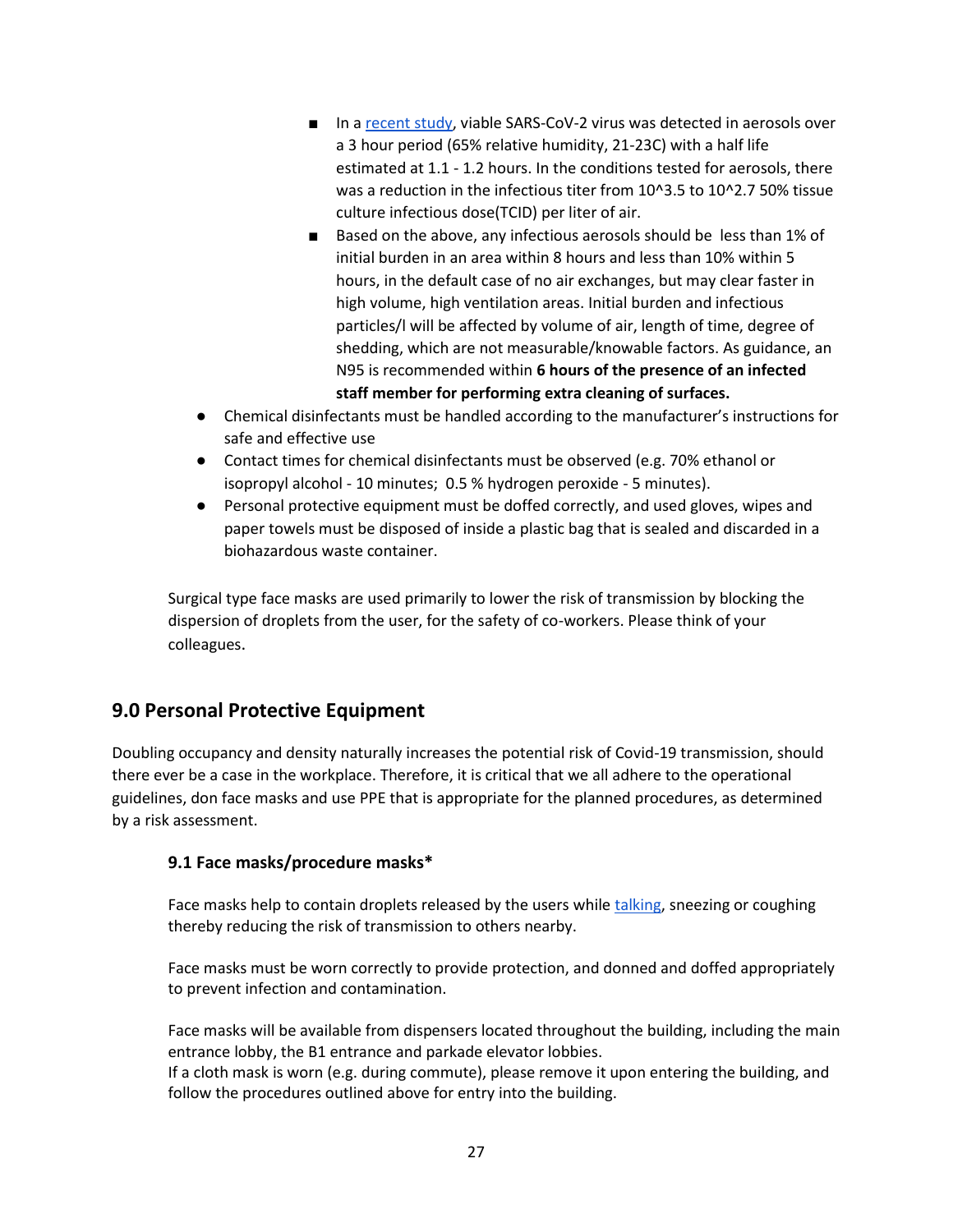- In a [recent study](), viable SARS-CoV-2 virus was detected in aerosols over a 3 hour period (65% relative humidity, 21-23C) with a half life estimated at 1.1 - 1.2 hours. In the conditions tested for aerosols, there was a reduction in the infectious titer from $10^{3.5}$ to $10^{2.7}$ 50% tissue culture infectious dose(TCID) per liter of air.
    - Based on the above, any infectious aerosols should be less than 1% of initial burden in an area within 8 hours and less than 10% within 5 hours, in the default case of no air exchanges, but may clear faster in high volume, high ventilation areas. Initial burden and infectious particles/l will be affected by volume of air, length of time, degree of shedding, which are not measurable/knowable factors. As guidance, an N95 is recommended within **6 hours of the presence of an infected staff member for performing extra cleaning of surfaces.**
- Chemical disinfectants must be handled according to the manufacturer's instructions for safe and effective use
- Contact times for chemical disinfectants must be observed (e.g. 70% ethanol or isopropyl alcohol - 10 minutes; 0.5 % hydrogen peroxide - 5 minutes).
- Personal protective equipment must be doffed correctly, and used gloves, wipes and paper towels must be disposed of inside a plastic bag that is sealed and discarded in a biohazardous waste container.

Surgical type face masks are used primarily to lower the risk of transmission by blocking the dispersion of droplets from the user, for the safety of co-workers. Please think of your colleagues.

## 9.0 Personal Protective Equipment

Doubling occupancy and density naturally increases the potential risk of Covid-19 transmission, should there ever be a case in the workplace. Therefore, it is critical that we all adhere to the operational guidelines, don face masks and use PPE that is appropriate for the planned procedures, as determined by a risk assessment.

### 9.1 Face masks/procedure masks*

Face masks help to contain droplets released by the users while [talking](), sneezing or coughing thereby reducing the risk of transmission to others nearby.

Face masks must be worn correctly to provide protection, and donned and doffed appropriately to prevent infection and contamination.

Face masks will be available from dispensers located throughout the building, including the main entrance lobby, the B1 entrance and parkade elevator lobbies.
If a cloth mask is worn (e.g. during commute), please remove it upon entering the building, and follow the procedures outlined above for entry into the building.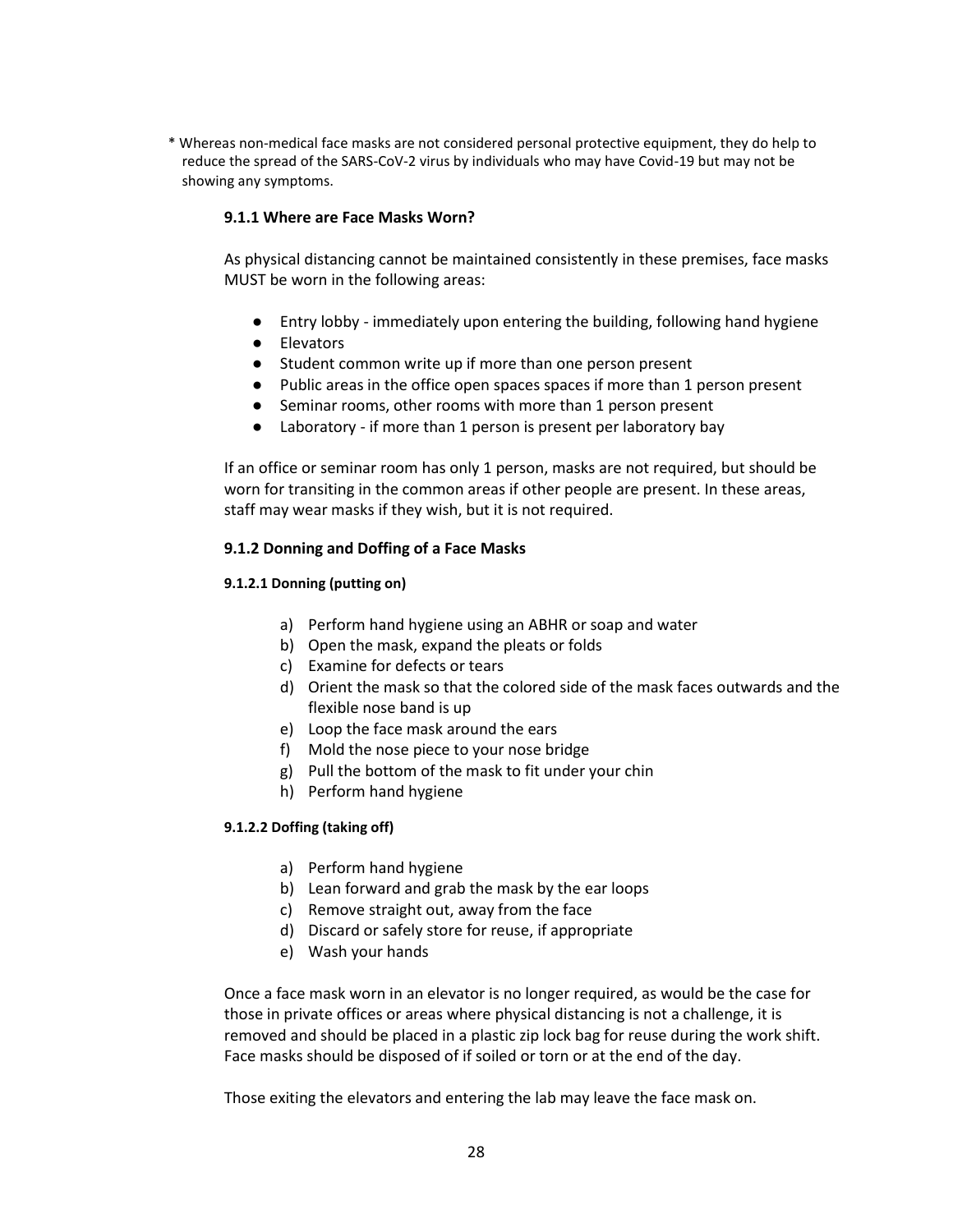\* Whereas non-medical face masks are not considered personal protective equipment, they do help to reduce the spread of the SARS-CoV-2 virus by individuals who may have Covid-19 but may not be showing any symptoms.

### 9.1.1 Where are Face Masks Worn?

As physical distancing cannot be maintained consistently in these premises, face masks MUST be worn in the following areas:

- Entry lobby - immediately upon entering the building, following hand hygiene
- Elevators
- Student common write up if more than one person present
- Public areas in the office open spaces spaces if more than 1 person present
- Seminar rooms, other rooms with more than 1 person present
- Laboratory - if more than 1 person is present per laboratory bay

If an office or seminar room has only 1 person, masks are not required, but should be worn for transiting in the common areas if other people are present. In these areas, staff may wear masks if they wish, but it is not required.

### 9.1.2 Donning and Doffing of a Face Masks

#### 9.1.2.1 Donning (putting on)

a) Perform hand hygiene using an ABHR or soap and water
b) Open the mask, expand the pleats or folds
c) Examine for defects or tears
d) Orient the mask so that the colored side of the mask faces outwards and the flexible nose band is up
e) Loop the face mask around the ears
f) Mold the nose piece to your nose bridge
g) Pull the bottom of the mask to fit under your chin
h) Perform hand hygiene

#### 9.1.2.2 Doffing (taking off)

a) Perform hand hygiene
b) Lean forward and grab the mask by the ear loops
c) Remove straight out, away from the face
d) Discard or safely store for reuse, if appropriate
e) Wash your hands

Once a face mask worn in an elevator is no longer required, as would be the case for those in private offices or areas where physical distancing is not a challenge, it is removed and should be placed in a plastic zip lock bag for reuse during the work shift. Face masks should be disposed of if soiled or torn or at the end of the day.

Those exiting the elevators and entering the lab may leave the face mask on.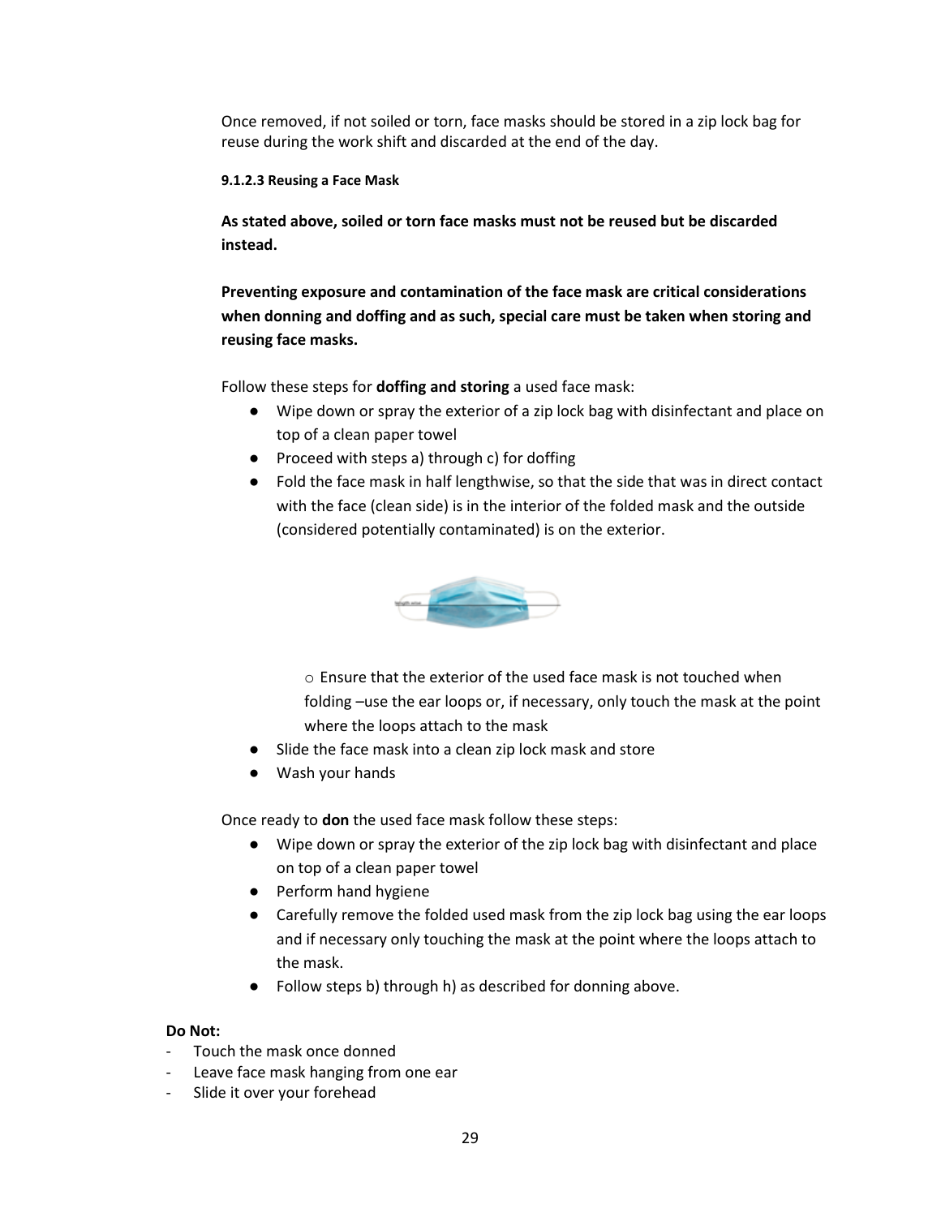Once removed, if not soiled or torn, face masks should be stored in a zip lock bag for reuse during the work shift and discarded at the end of the day.

#### 9.1.2.3 Reusing a Face Mask

**As stated above, soiled or torn face masks must not be reused but be discarded instead.**

**Preventing exposure and contamination of the face mask are critical considerations when donning and doffing and as such, special care must be taken when storing and reusing face masks.**

Follow these steps for **doffing and storing** a used face mask:

- Wipe down or spray the exterior of a zip lock bag with disinfectant and place on top of a clean paper towel
- Proceed with steps a) through c) for doffing
- Fold the face mask in half lengthwise, so that the side that was in direct contact with the face (clean side) is in the interior of the folded mask and the outside (considered potentially contaminated) is on the exterior.

  - Ensure that the exterior of the used face mask is not touched when folding –use the ear loops or, if necessary, only touch the mask at the point where the loops attach to the mask
- Slide the face mask into a clean zip lock mask and store
- Wash your hands

Once ready to **don** the used face mask follow these steps:

- Wipe down or spray the exterior of the zip lock bag with disinfectant and place on top of a clean paper towel
- Perform hand hygiene
- Carefully remove the folded used mask from the zip lock bag using the ear loops and if necessary only touching the mask at the point where the loops attach to the mask.
- Follow steps b) through h) as described for donning above.

**Do Not:**

- Touch the mask once donned
- Leave face mask hanging from one ear
- Slide it over your forehead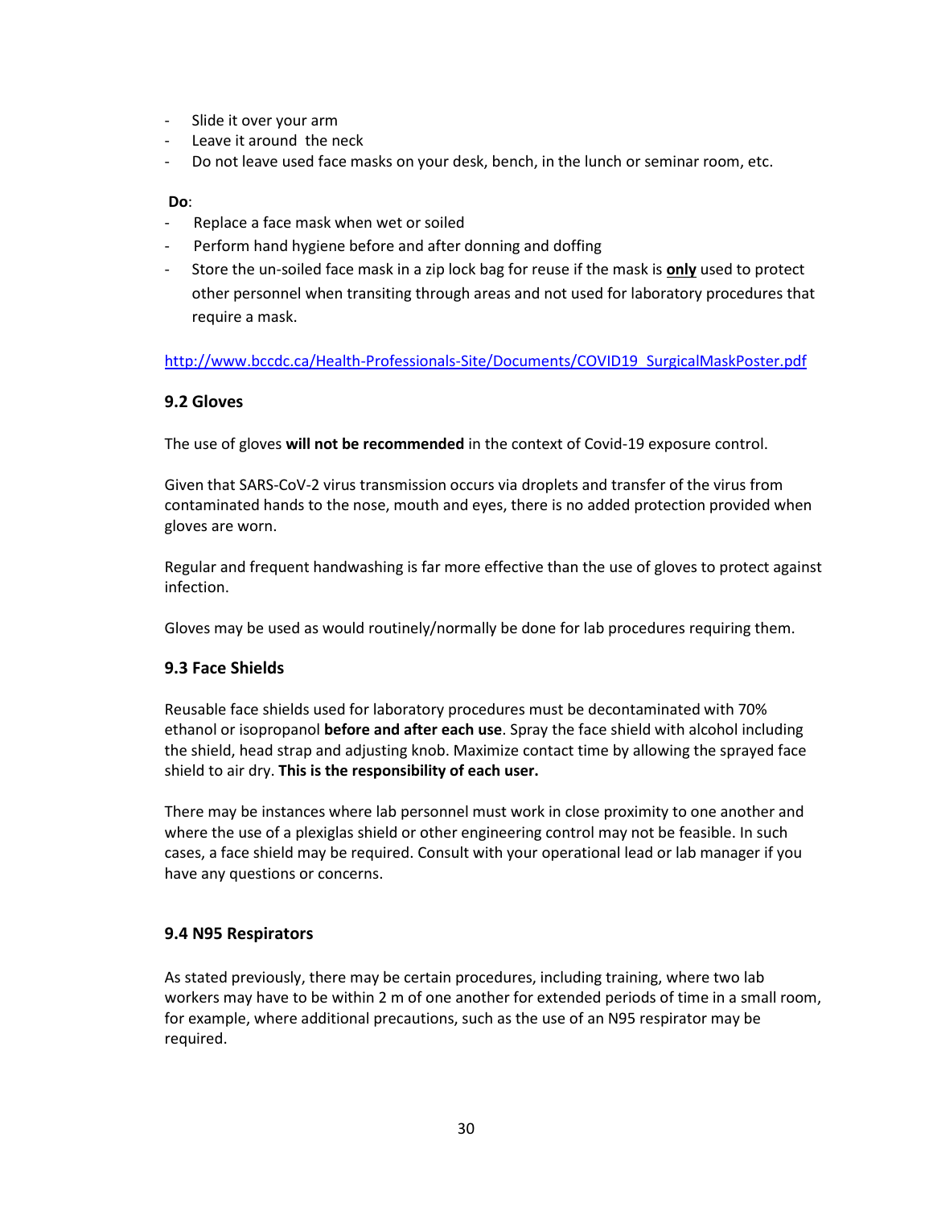- Slide it over your arm
- Leave it around the neck
- Do not leave used face masks on your desk, bench, in the lunch or seminar room, etc.

**Do**:

- Replace a face mask when wet or soiled
- Perform hand hygiene before and after donning and doffing
- Store the un-soiled face mask in a zip lock bag for reuse if the mask is **only** used to protect other personnel when transiting through areas and not used for laboratory procedures that require a mask.

http://www.bccdc.ca/Health-Professionals-Site/Documents/COVID19_SurgicalMaskPoster.pdf

### 9.2 Gloves

The use of gloves **will not be recommended** in the context of Covid-19 exposure control.

Given that SARS-CoV-2 virus transmission occurs via droplets and transfer of the virus from contaminated hands to the nose, mouth and eyes, there is no added protection provided when gloves are worn.

Regular and frequent handwashing is far more effective than the use of gloves to protect against infection.

Gloves may be used as would routinely/normally be done for lab procedures requiring them.

### 9.3 Face Shields

Reusable face shields used for laboratory procedures must be decontaminated with 70% ethanol or isopropanol **before and after each use**. Spray the face shield with alcohol including the shield, head strap and adjusting knob. Maximize contact time by allowing the sprayed face shield to air dry. **This is the responsibility of each user.**

There may be instances where lab personnel must work in close proximity to one another and where the use of a plexiglas shield or other engineering control may not be feasible. In such cases, a face shield may be required. Consult with your operational lead or lab manager if you have any questions or concerns.

### 9.4 N95 Respirators

As stated previously, there may be certain procedures, including training, where two lab workers may have to be within 2 m of one another for extended periods of time in a small room, for example, where additional precautions, such as the use of an N95 respirator may be required.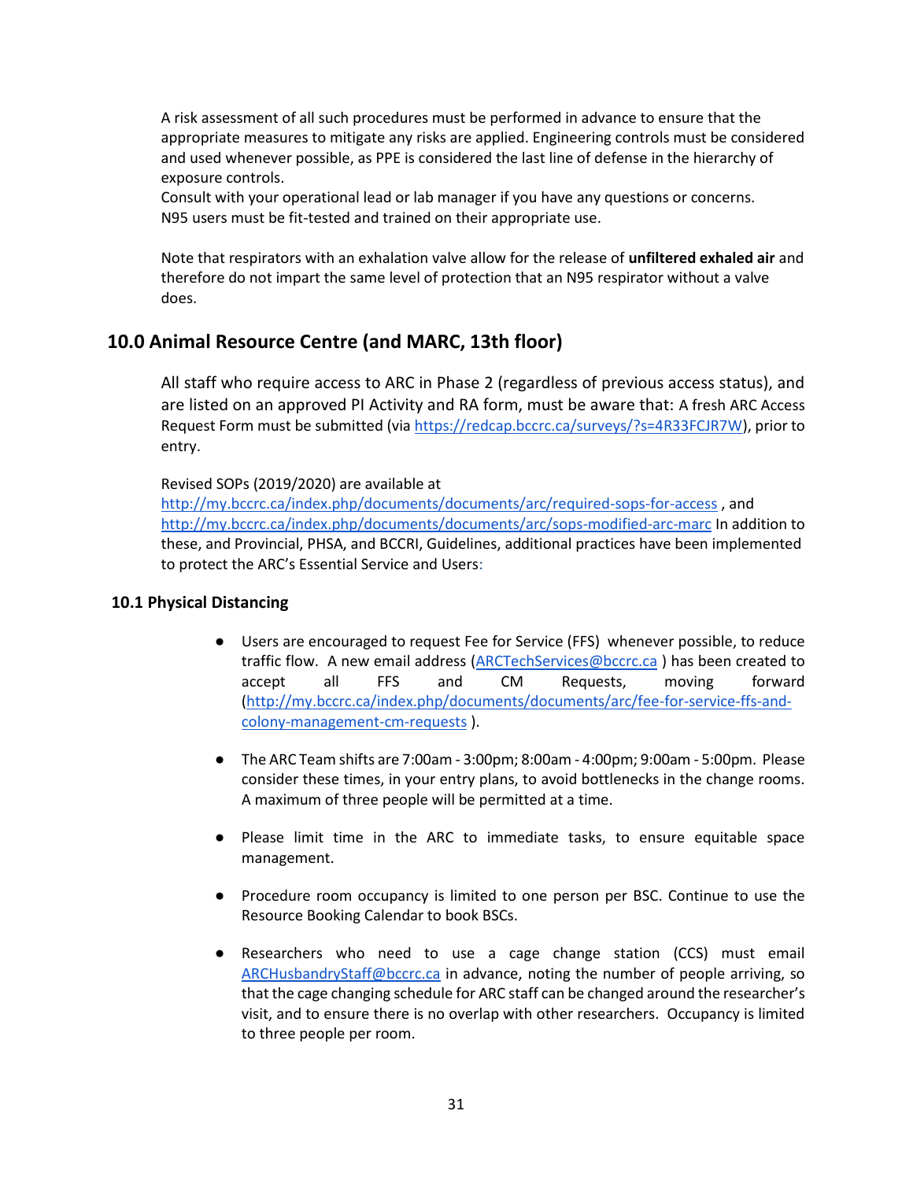A risk assessment of all such procedures must be performed in advance to ensure that the appropriate measures to mitigate any risks are applied. Engineering controls must be considered and used whenever possible, as PPE is considered the last line of defense in the hierarchy of exposure controls.
Consult with your operational lead or lab manager if you have any questions or concerns.
N95 users must be fit-tested and trained on their appropriate use.

Note that respirators with an exhalation valve allow for the release of **unfiltered exhaled air** and therefore do not impart the same level of protection that an N95 respirator without a valve does.

## 10.0 Animal Resource Centre (and MARC, 13th floor)

All staff who require access to ARC in Phase 2 (regardless of previous access status), and are listed on an approved PI Activity and RA form, must be aware that: A fresh ARC Access Request Form must be submitted (via https://redcap.bccrc.ca/surveys/?s=4R33FCJR7W), prior to entry.

Revised SOPs (2019/2020) are available at http://my.bccrc.ca/index.php/documents/documents/arc/required-sops-for-access , and http://my.bccrc.ca/index.php/documents/documents/arc/sops-modified-arc-marc In addition to these, and Provincial, PHSA, and BCCRI, Guidelines, additional practices have been implemented to protect the ARC's Essential Service and Users:

### 10.1 Physical Distancing

- Users are encouraged to request Fee for Service (FFS) whenever possible, to reduce traffic flow. A new email address (ARCTechServices@bccrc.ca ) has been created to accept all FFS and CM Requests, moving forward (http://my.bccrc.ca/index.php/documents/documents/arc/fee-for-service-ffs-and-colony-management-cm-requests ).

- The ARC Team shifts are 7:00am - 3:00pm; 8:00am - 4:00pm; 9:00am - 5:00pm. Please consider these times, in your entry plans, to avoid bottlenecks in the change rooms. A maximum of three people will be permitted at a time.

- Please limit time in the ARC to immediate tasks, to ensure equitable space management.

- Procedure room occupancy is limited to one person per BSC. Continue to use the Resource Booking Calendar to book BSCs.

- Researchers who need to use a cage change station (CCS) must email ARCHusbandryStaff@bccrc.ca in advance, noting the number of people arriving, so that the cage changing schedule for ARC staff can be changed around the researcher's visit, and to ensure there is no overlap with other researchers. Occupancy is limited to three people per room.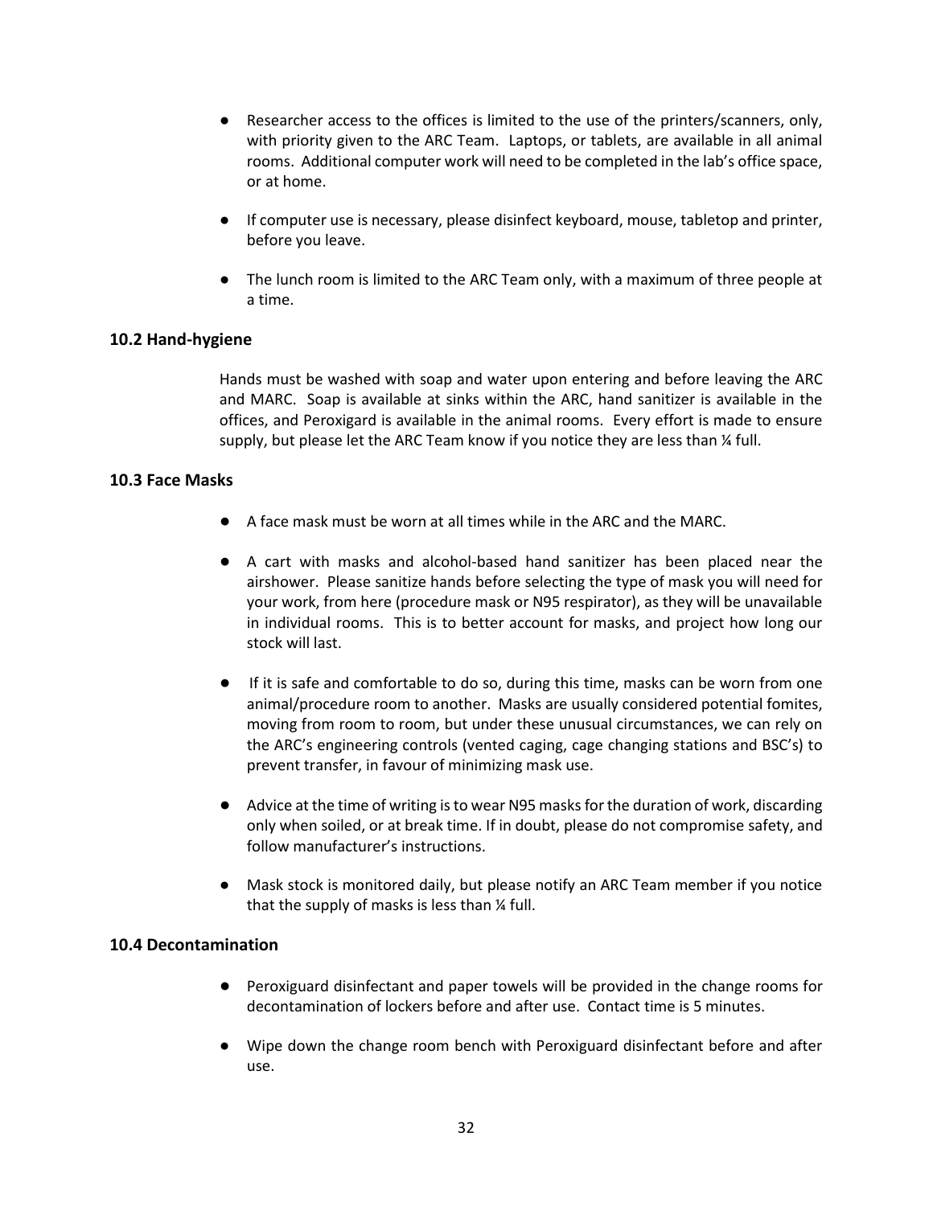- Researcher access to the offices is limited to the use of the printers/scanners, only, with priority given to the ARC Team. Laptops, or tablets, are available in all animal rooms. Additional computer work will need to be completed in the lab's office space, or at home.

- If computer use is necessary, please disinfect keyboard, mouse, tabletop and printer, before you leave.

- The lunch room is limited to the ARC Team only, with a maximum of three people at a time.

### 10.2 Hand-hygiene

Hands must be washed with soap and water upon entering and before leaving the ARC and MARC. Soap is available at sinks within the ARC, hand sanitizer is available in the offices, and Peroxigard is available in the animal rooms. Every effort is made to ensure supply, but please let the ARC Team know if you notice they are less than ¼ full.

### 10.3 Face Masks

- A face mask must be worn at all times while in the ARC and the MARC.

- A cart with masks and alcohol-based hand sanitizer has been placed near the airshower. Please sanitize hands before selecting the type of mask you will need for your work, from here (procedure mask or N95 respirator), as they will be unavailable in individual rooms. This is to better account for masks, and project how long our stock will last.

- If it is safe and comfortable to do so, during this time, masks can be worn from one animal/procedure room to another. Masks are usually considered potential fomites, moving from room to room, but under these unusual circumstances, we can rely on the ARC's engineering controls (vented caging, cage changing stations and BSC's) to prevent transfer, in favour of minimizing mask use.

- Advice at the time of writing is to wear N95 masks for the duration of work, discarding only when soiled, or at break time. If in doubt, please do not compromise safety, and follow manufacturer's instructions.

- Mask stock is monitored daily, but please notify an ARC Team member if you notice that the supply of masks is less than ¼ full.

### 10.4 Decontamination

- Peroxiguard disinfectant and paper towels will be provided in the change rooms for decontamination of lockers before and after use. Contact time is 5 minutes.

- Wipe down the change room bench with Peroxiguard disinfectant before and after use.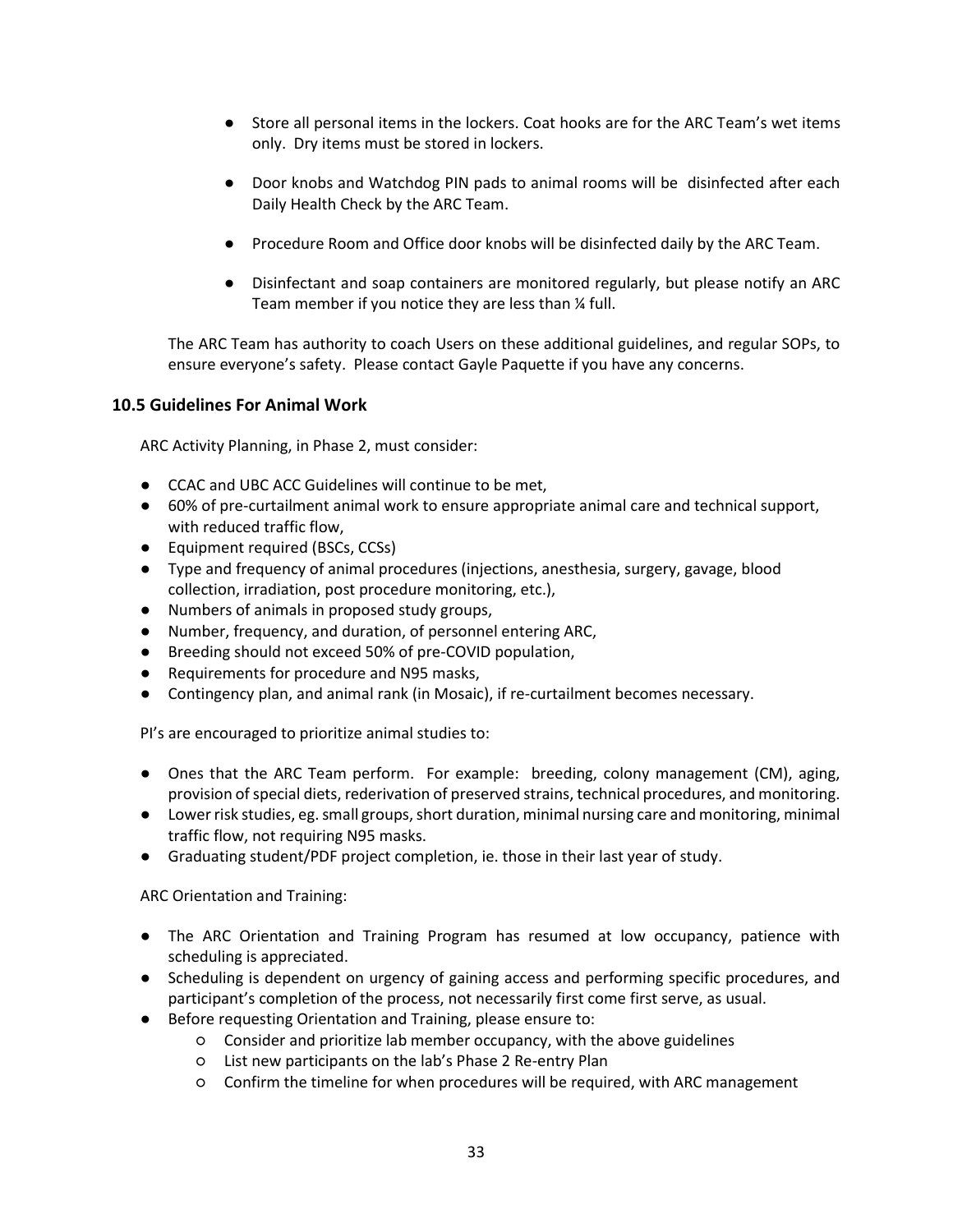- Store all personal items in the lockers. Coat hooks are for the ARC Team's wet items only. Dry items must be stored in lockers.

- Door knobs and Watchdog PIN pads to animal rooms will be disinfected after each Daily Health Check by the ARC Team.

- Procedure Room and Office door knobs will be disinfected daily by the ARC Team.

- Disinfectant and soap containers are monitored regularly, but please notify an ARC Team member if you notice they are less than ¼ full.

The ARC Team has authority to coach Users on these additional guidelines, and regular SOPs, to ensure everyone's safety. Please contact Gayle Paquette if you have any concerns.

### 10.5 Guidelines For Animal Work

ARC Activity Planning, in Phase 2, must consider:

- CCAC and UBC ACC Guidelines will continue to be met,
- 60% of pre-curtailment animal work to ensure appropriate animal care and technical support, with reduced traffic flow,
- Equipment required (BSCs, CCSs)
- Type and frequency of animal procedures (injections, anesthesia, surgery, gavage, blood collection, irradiation, post procedure monitoring, etc.),
- Numbers of animals in proposed study groups,
- Number, frequency, and duration, of personnel entering ARC,
- Breeding should not exceed 50% of pre-COVID population,
- Requirements for procedure and N95 masks,
- Contingency plan, and animal rank (in Mosaic), if re-curtailment becomes necessary.

PI's are encouraged to prioritize animal studies to:

- Ones that the ARC Team perform. For example: breeding, colony management (CM), aging, provision of special diets, rederivation of preserved strains, technical procedures, and monitoring.
- Lower risk studies, eg. small groups, short duration, minimal nursing care and monitoring, minimal traffic flow, not requiring N95 masks.
- Graduating student/PDF project completion, ie. those in their last year of study.

ARC Orientation and Training:

- The ARC Orientation and Training Program has resumed at low occupancy, patience with scheduling is appreciated.
- Scheduling is dependent on urgency of gaining access and performing specific procedures, and participant's completion of the process, not necessarily first come first serve, as usual.
- Before requesting Orientation and Training, please ensure to:
  - Consider and prioritize lab member occupancy, with the above guidelines
  - List new participants on the lab's Phase 2 Re-entry Plan
  - Confirm the timeline for when procedures will be required, with ARC management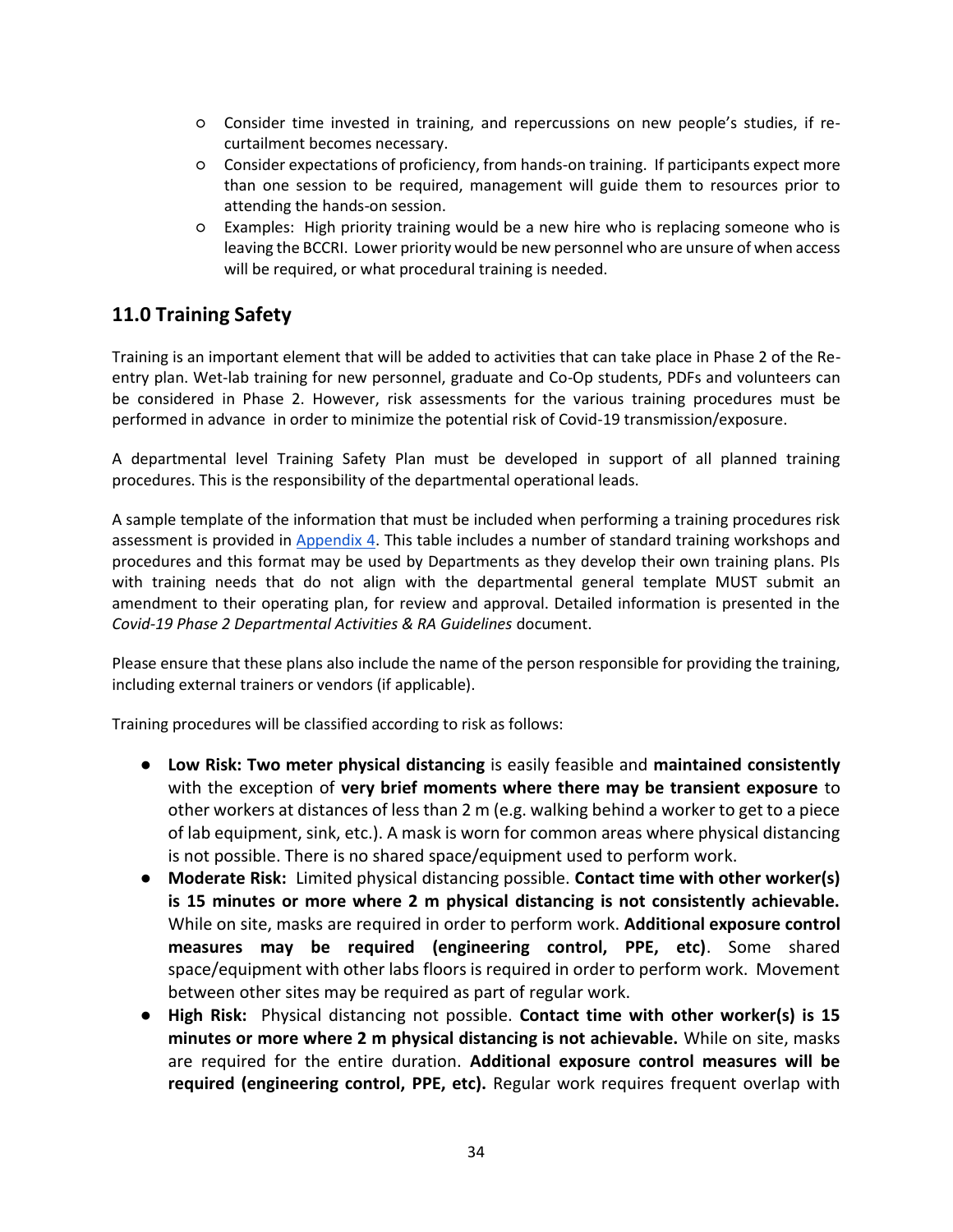- Consider time invested in training, and repercussions on new people's studies, if re-curtailment becomes necessary.
    - Consider expectations of proficiency, from hands-on training. If participants expect more than one session to be required, management will guide them to resources prior to attending the hands-on session.
    - Examples: High priority training would be a new hire who is replacing someone who is leaving the BCCRI. Lower priority would be new personnel who are unsure of when access will be required, or what procedural training is needed.

## 11.0 Training Safety

Training is an important element that will be added to activities that can take place in Phase 2 of the Re-entry plan. Wet-lab training for new personnel, graduate and Co-Op students, PDFs and volunteers can be considered in Phase 2. However, risk assessments for the various training procedures must be performed in advance in order to minimize the potential risk of Covid-19 transmission/exposure.

A departmental level Training Safety Plan must be developed in support of all planned training procedures. This is the responsibility of the departmental operational leads.

A sample template of the information that must be included when performing a training procedures risk assessment is provided in Appendix 4. This table includes a number of standard training workshops and procedures and this format may be used by Departments as they develop their own training plans. PIs with training needs that do not align with the departmental general template MUST submit an amendment to their operating plan, for review and approval. Detailed information is presented in the *Covid-19 Phase 2 Departmental Activities & RA Guidelines* document.

Please ensure that these plans also include the name of the person responsible for providing the training, including external trainers or vendors (if applicable).

Training procedures will be classified according to risk as follows:

- **Low Risk: Two meter physical distancing** is easily feasible and **maintained consistently** with the exception of **very brief moments where there may be transient exposure** to other workers at distances of less than 2 m (e.g. walking behind a worker to get to a piece of lab equipment, sink, etc.). A mask is worn for common areas where physical distancing is not possible. There is no shared space/equipment used to perform work.
- **Moderate Risk:** Limited physical distancing possible. **Contact time with other worker(s) is 15 minutes or more where 2 m physical distancing is not consistently achievable.** While on site, masks are required in order to perform work. **Additional exposure control measures may be required (engineering control, PPE, etc)**. Some shared space/equipment with other labs floors is required in order to perform work. Movement between other sites may be required as part of regular work.
- **High Risk:** Physical distancing not possible. **Contact time with other worker(s) is 15 minutes or more where 2 m physical distancing is not achievable.** While on site, masks are required for the entire duration. **Additional exposure control measures will be required (engineering control, PPE, etc).** Regular work requires frequent overlap with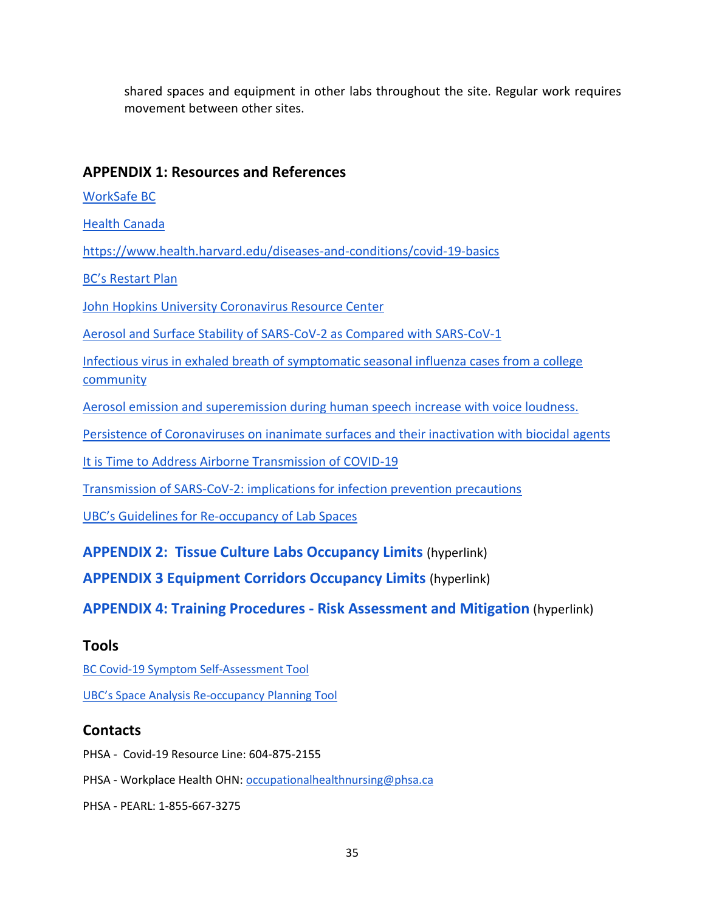shared spaces and equipment in other labs throughout the site. Regular work requires movement between other sites.

## APPENDIX 1: Resources and References

WorkSafe BC

Health Canada

https://www.health.harvard.edu/diseases-and-conditions/covid-19-basics

BC's Restart Plan

John Hopkins University Coronavirus Resource Center

Aerosol and Surface Stability of SARS-CoV-2 as Compared with SARS-CoV-1

Infectious virus in exhaled breath of symptomatic seasonal influenza cases from a college community

Aerosol emission and superemission during human speech increase with voice loudness.

Persistence of Coronaviruses on inanimate surfaces and their inactivation with biocidal agents

It is Time to Address Airborne Transmission of COVID-19

Transmission of SARS-CoV-2: implications for infection prevention precautions

UBC's Guidelines for Re-occupancy of Lab Spaces

## APPENDIX 2: Tissue Culture Labs Occupancy Limits (hyperlink)

## APPENDIX 3 Equipment Corridors Occupancy Limits (hyperlink)

## APPENDIX 4: Training Procedures - Risk Assessment and Mitigation (hyperlink)

## Tools

BC Covid-19 Symptom Self-Assessment Tool

UBC's Space Analysis Re-occupancy Planning Tool

## Contacts

PHSA - Covid-19 Resource Line: 604-875-2155

PHSA - Workplace Health OHN: occupationalhealthnursing@phsa.ca

PHSA - PEARL: 1-855-667-3275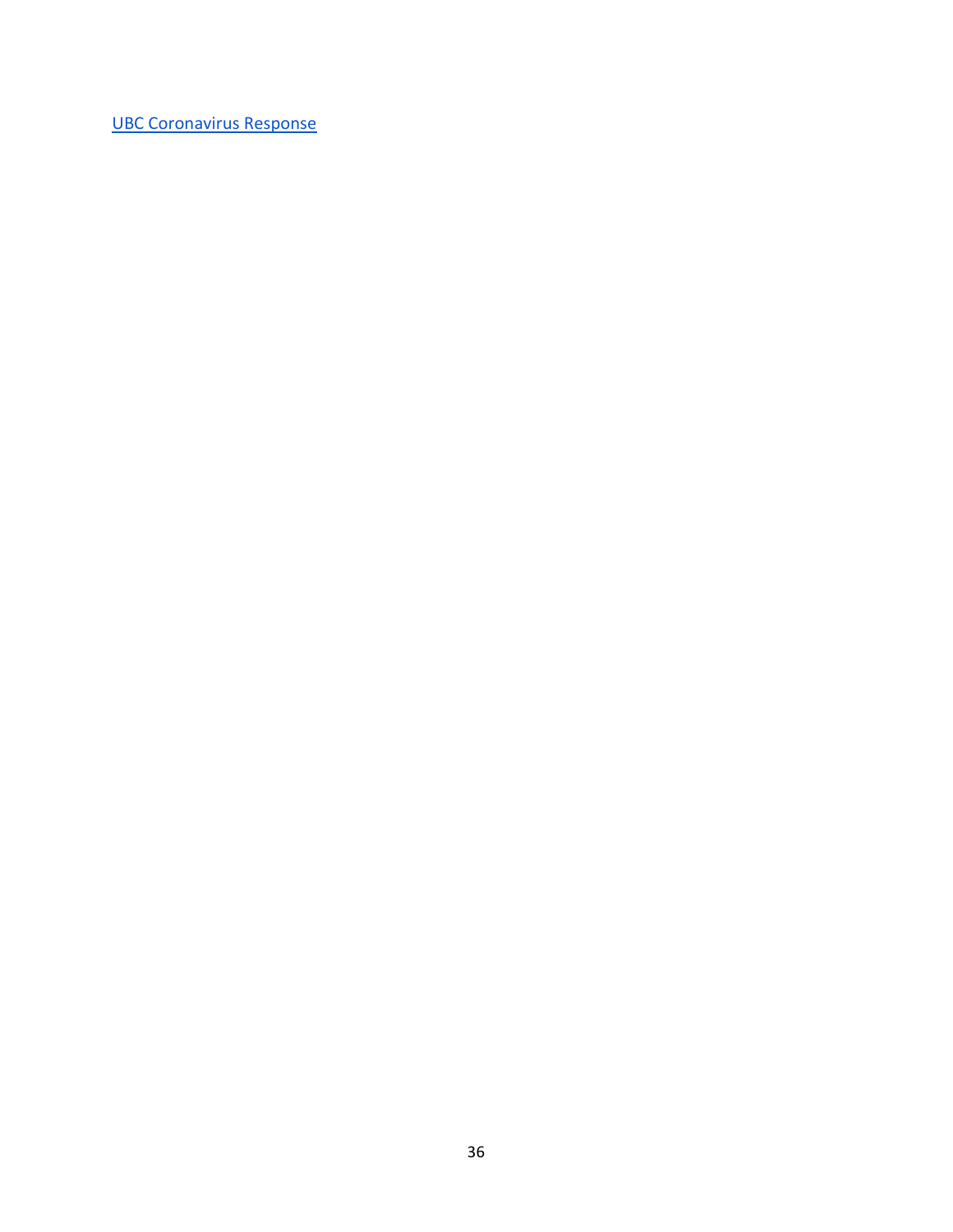[UBC Coronavirus Response]